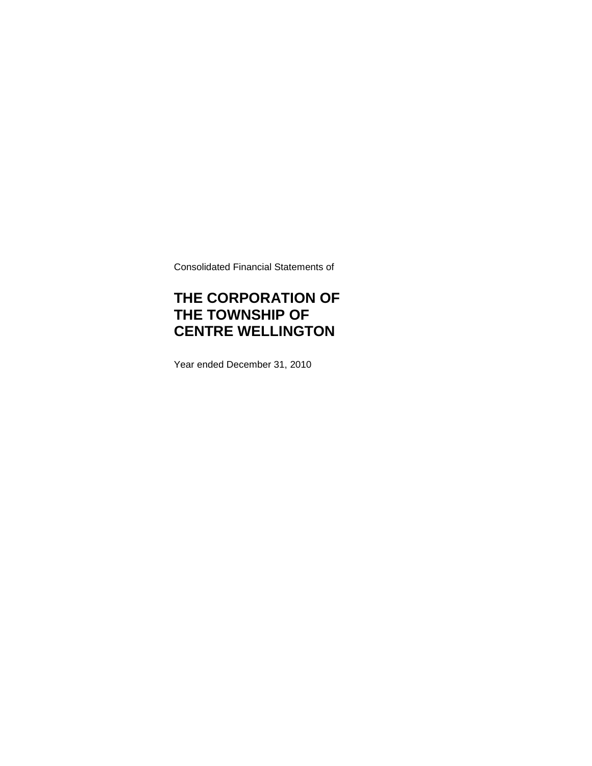Consolidated Financial Statements of

# THE CORPORATION OF THE TOWNSHIP OF CENTRE WELLINGTON

Year ended December 31, 2010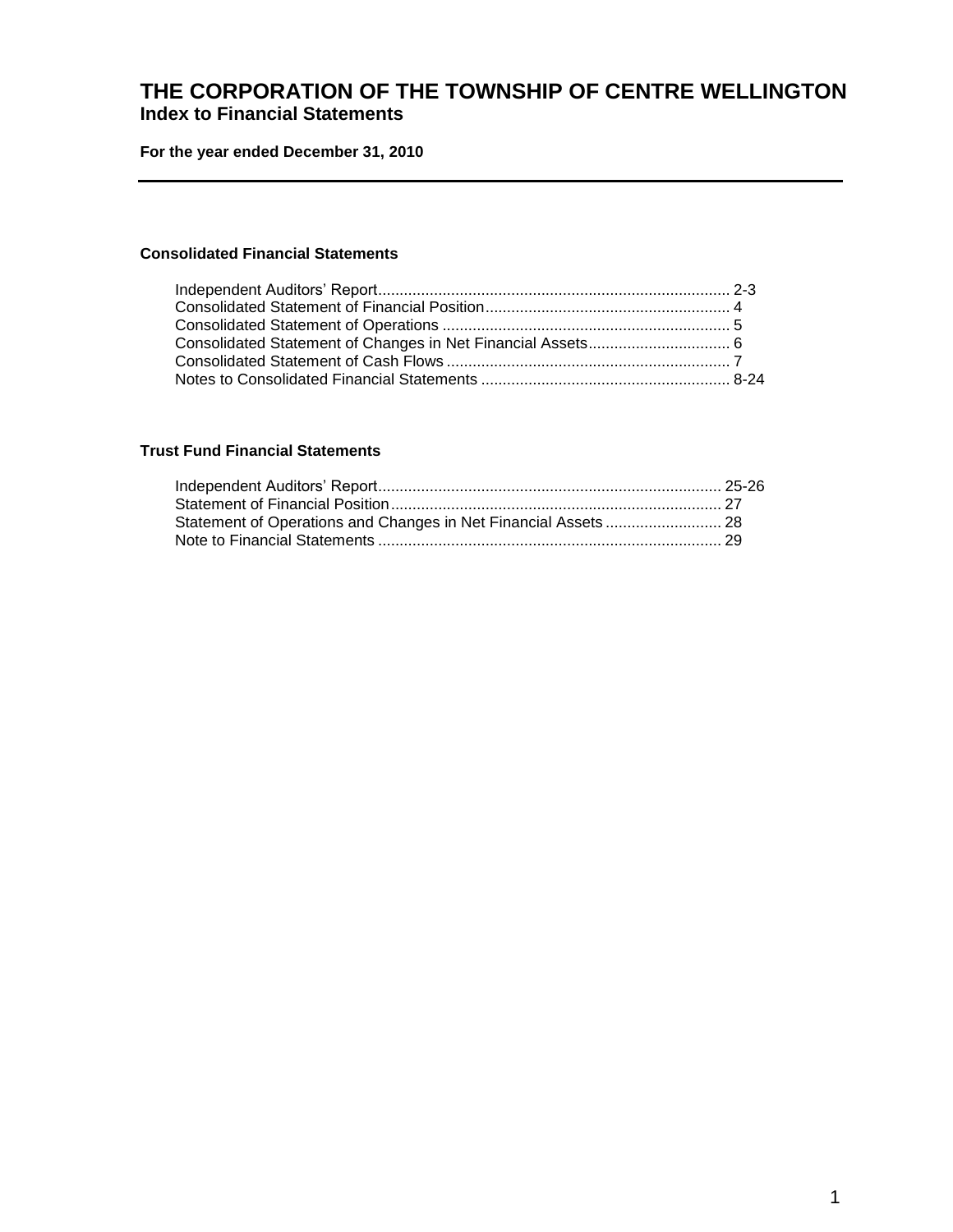# THE CORPORATION OF THE TOWNSHIP OF CENTRE WELLINGTON
## Index to Financial Statements

**For the year ended December 31, 2010**

---

### Consolidated Financial Statements

| | |
|---|---|
| Independent Auditors' Report | 2-3 |
| Consolidated Statement of Financial Position | 4 |
| Consolidated Statement of Operations | 5 |
| Consolidated Statement of Changes in Net Financial Assets | 6 |
| Consolidated Statement of Cash Flows | 7 |
| Notes to Consolidated Financial Statements | 8-24 |

### Trust Fund Financial Statements

| | |
|---|---|
| Independent Auditors' Report | 25-26 |
| Statement of Financial Position | 27 |
| Statement of Operations and Changes in Net Financial Assets | 28 |
| Note to Financial Statements | 29 |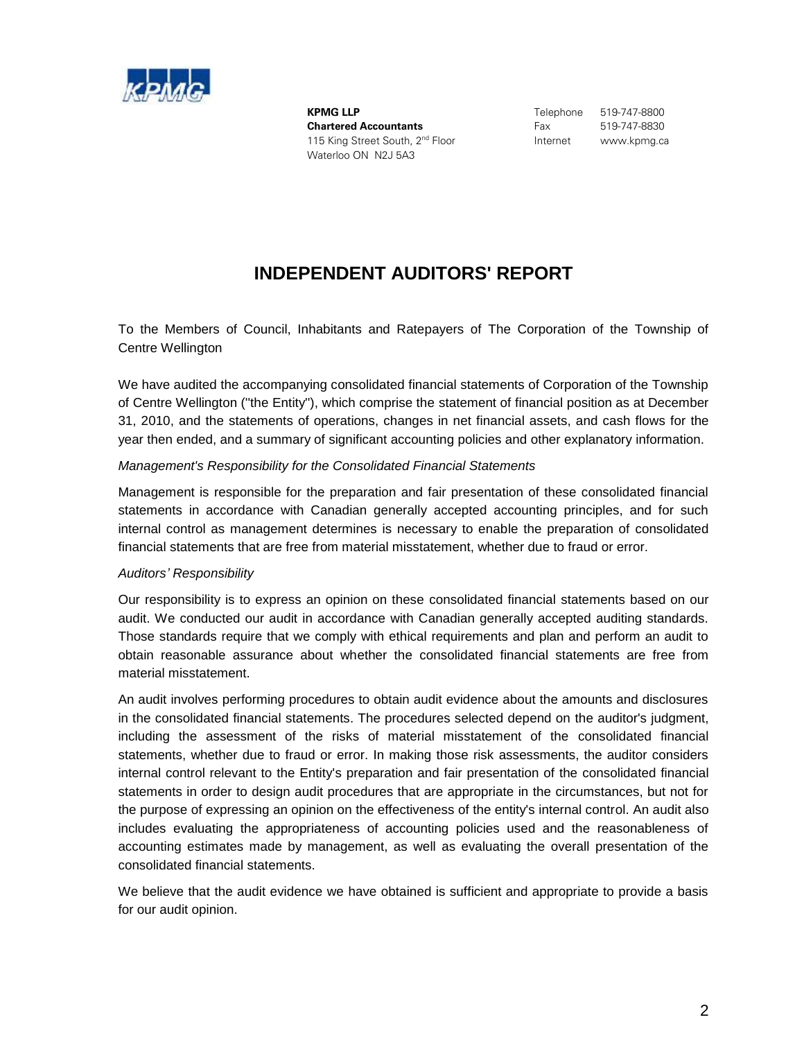KPMG LLP
**Chartered Accountants**
115 King Street South, 2nd Floor
Waterloo ON N2J 5A3

Telephone 519-747-8800
Fax 519-747-8830
Internet www.kpmg.ca

# INDEPENDENT AUDITORS' REPORT

To the Members of Council, Inhabitants and Ratepayers of The Corporation of the Township of Centre Wellington

We have audited the accompanying consolidated financial statements of Corporation of the Township of Centre Wellington ("the Entity"), which comprise the statement of financial position as at December 31, 2010, and the statements of operations, changes in net financial assets, and cash flows for the year then ended, and a summary of significant accounting policies and other explanatory information.

*Management's Responsibility for the Consolidated Financial Statements*

Management is responsible for the preparation and fair presentation of these consolidated financial statements in accordance with Canadian generally accepted accounting principles, and for such internal control as management determines is necessary to enable the preparation of consolidated financial statements that are free from material misstatement, whether due to fraud or error.

*Auditors' Responsibility*

Our responsibility is to express an opinion on these consolidated financial statements based on our audit. We conducted our audit in accordance with Canadian generally accepted auditing standards. Those standards require that we comply with ethical requirements and plan and perform an audit to obtain reasonable assurance about whether the consolidated financial statements are free from material misstatement.

An audit involves performing procedures to obtain audit evidence about the amounts and disclosures in the consolidated financial statements. The procedures selected depend on the auditor's judgment, including the assessment of the risks of material misstatement of the consolidated financial statements, whether due to fraud or error. In making those risk assessments, the auditor considers internal control relevant to the Entity's preparation and fair presentation of the consolidated financial statements in order to design audit procedures that are appropriate in the circumstances, but not for the purpose of expressing an opinion on the effectiveness of the entity's internal control. An audit also includes evaluating the appropriateness of accounting policies used and the reasonableness of accounting estimates made by management, as well as evaluating the overall presentation of the consolidated financial statements.

We believe that the audit evidence we have obtained is sufficient and appropriate to provide a basis for our audit opinion.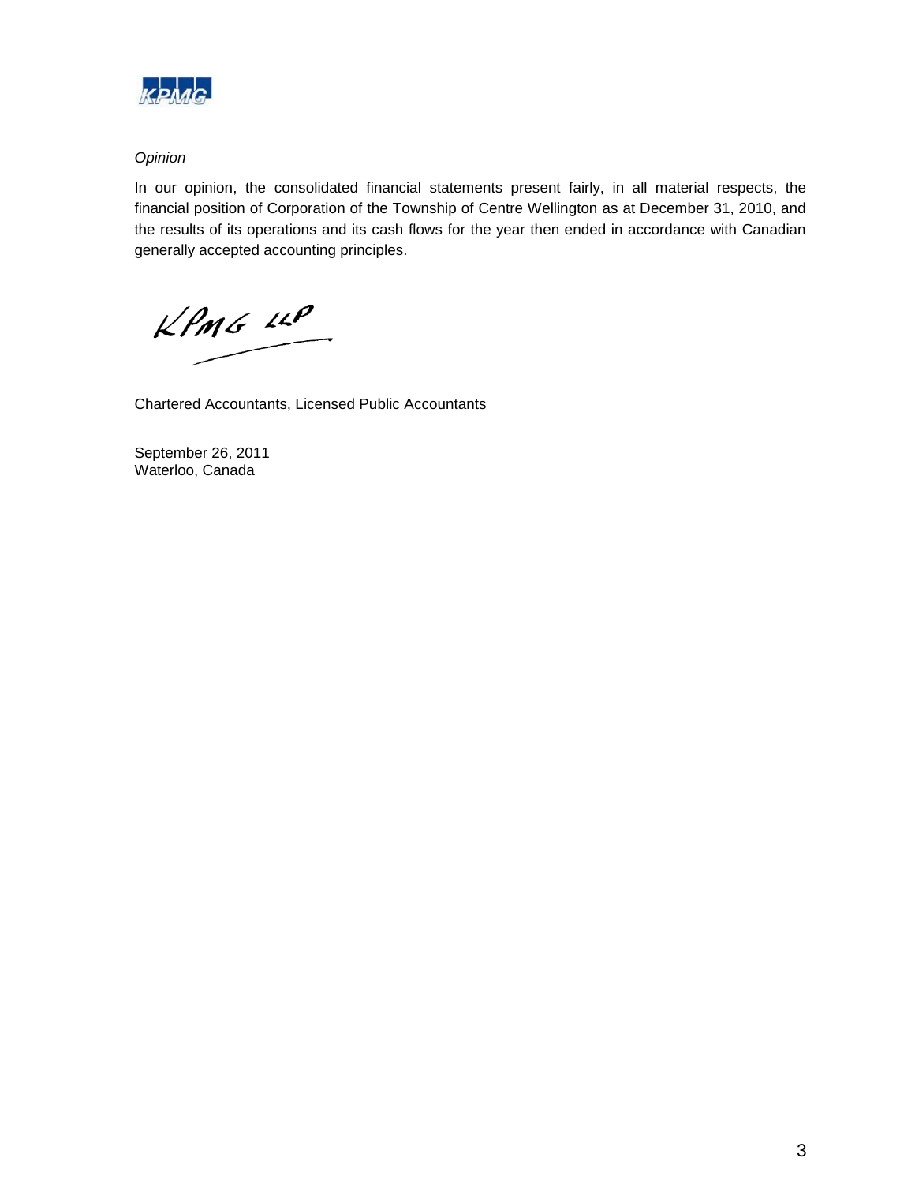*Opinion*

In our opinion, the consolidated financial statements present fairly, in all material respects, the financial position of Corporation of the Township of Centre Wellington as at December 31, 2010, and the results of its operations and its cash flows for the year then ended in accordance with Canadian generally accepted accounting principles.

KPMG LLP

Chartered Accountants, Licensed Public Accountants

September 26, 2011
Waterloo, Canada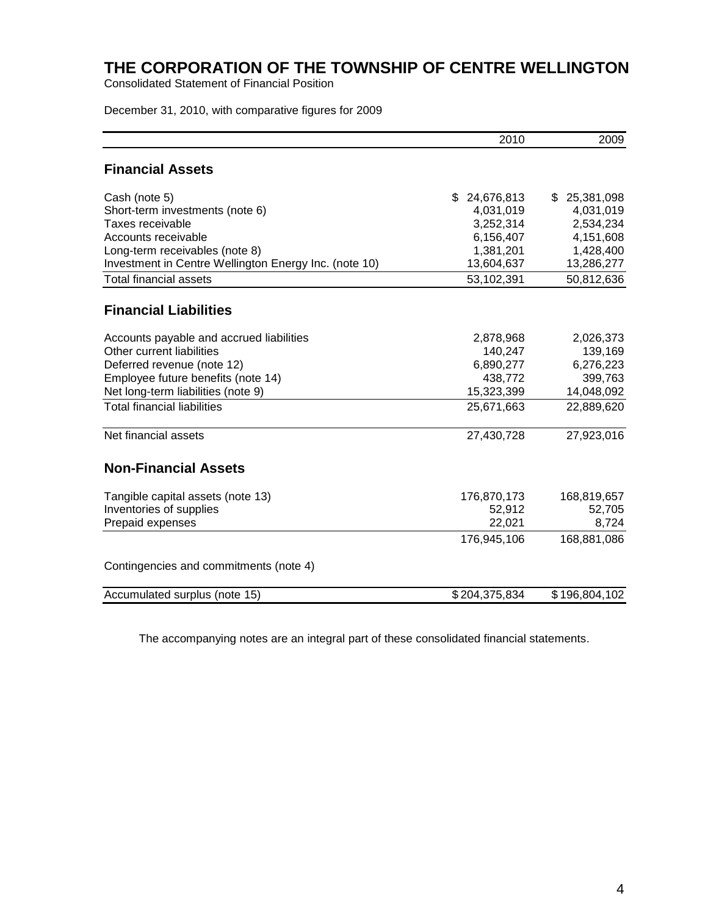# THE CORPORATION OF THE TOWNSHIP OF CENTRE WELLINGTON

Consolidated Statement of Financial Position

December 31, 2010, with comparative figures for 2009

| | 2010 | 2009 |
|---|---:|---:|
| **Financial Assets** | | |
| Cash (note 5) | $ 24,676,813 | $ 25,381,098 |
| Short-term investments (note 6) | 4,031,019 | 4,031,019 |
| Taxes receivable | 3,252,314 | 2,534,234 |
| Accounts receivable | 6,156,407 | 4,151,608 |
| Long-term receivables (note 8) | 1,381,201 | 1,428,400 |
| Investment in Centre Wellington Energy Inc. (note 10) | 13,604,637 | 13,286,277 |
| Total financial assets | 53,102,391 | 50,812,636 |
| **Financial Liabilities** | | |
| Accounts payable and accrued liabilities | 2,878,968 | 2,026,373 |
| Other current liabilities | 140,247 | 139,169 |
| Deferred revenue (note 12) | 6,890,277 | 6,276,223 |
| Employee future benefits (note 14) | 438,772 | 399,763 |
| Net long-term liabilities (note 9) | 15,323,399 | 14,048,092 |
| Total financial liabilities | 25,671,663 | 22,889,620 |
| Net financial assets | 27,430,728 | 27,923,016 |
| **Non-Financial Assets** | | |
| Tangible capital assets (note 13) | 176,870,173 | 168,819,657 |
| Inventories of supplies | 52,912 | 52,705 |
| Prepaid expenses | 22,021 | 8,724 |
| | 176,945,106 | 168,881,086 |
| Contingencies and commitments (note 4) | | |
| Accumulated surplus (note 15) | $ 204,375,834 | $ 196,804,102 |

The accompanying notes are an integral part of these consolidated financial statements.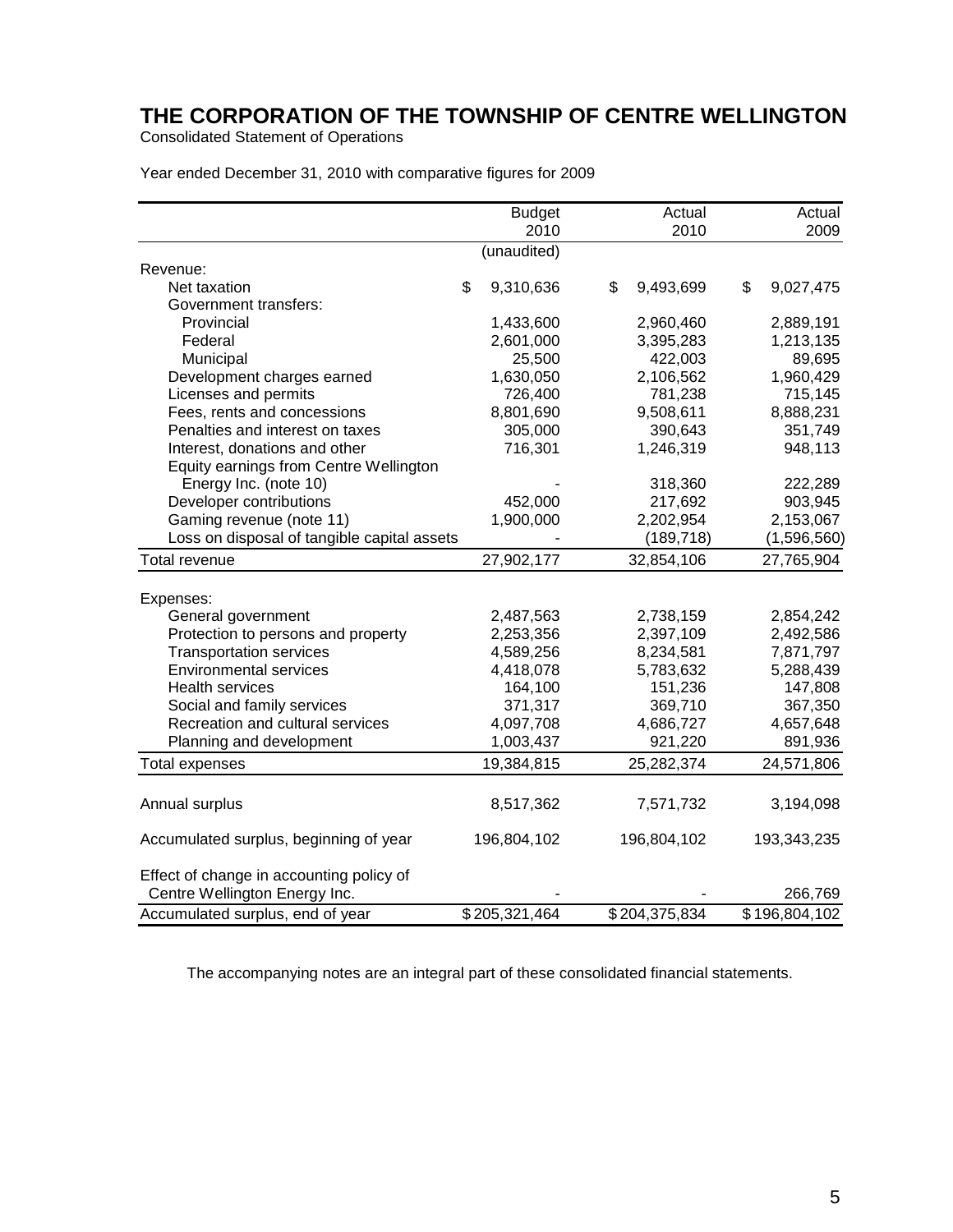# THE CORPORATION OF THE TOWNSHIP OF CENTRE WELLINGTON

Consolidated Statement of Operations

Year ended December 31, 2010 with comparative figures for 2009

| | Budget 2010 | Actual 2010 | Actual 2009 |
|---|---|---|---|
| | (unaudited) | | |
| Revenue: | | | |
| Net taxation | $ 9,310,636 | $ 9,493,699 | $ 9,027,475 |
| Government transfers: | | | |
| Provincial | 1,433,600 | 2,960,460 | 2,889,191 |
| Federal | 2,601,000 | 3,395,283 | 1,213,135 |
| Municipal | 25,500 | 422,003 | 89,695 |
| Development charges earned | 1,630,050 | 2,106,562 | 1,960,429 |
| Licenses and permits | 726,400 | 781,238 | 715,145 |
| Fees, rents and concessions | 8,801,690 | 9,508,611 | 8,888,231 |
| Penalties and interest on taxes | 305,000 | 390,643 | 351,749 |
| Interest, donations and other | 716,301 | 1,246,319 | 948,113 |
| Equity earnings from Centre Wellington Energy Inc. (note 10) | - | 318,360 | 222,289 |
| Developer contributions | 452,000 | 217,692 | 903,945 |
| Gaming revenue (note 11) | 1,900,000 | 2,202,954 | 2,153,067 |
| Loss on disposal of tangible capital assets | - | (189,718) | (1,596,560) |
| Total revenue | 27,902,177 | 32,854,106 | 27,765,904 |
| Expenses: | | | |
| General government | 2,487,563 | 2,738,159 | 2,854,242 |
| Protection to persons and property | 2,253,356 | 2,397,109 | 2,492,586 |
| Transportation services | 4,589,256 | 8,234,581 | 7,871,797 |
| Environmental services | 4,418,078 | 5,783,632 | 5,288,439 |
| Health services | 164,100 | 151,236 | 147,808 |
| Social and family services | 371,317 | 369,710 | 367,350 |
| Recreation and cultural services | 4,097,708 | 4,686,727 | 4,657,648 |
| Planning and development | 1,003,437 | 921,220 | 891,936 |
| Total expenses | 19,384,815 | 25,282,374 | 24,571,806 |
| Annual surplus | 8,517,362 | 7,571,732 | 3,194,098 |
| Accumulated surplus, beginning of year | 196,804,102 | 196,804,102 | 193,343,235 |
| Effect of change in accounting policy of Centre Wellington Energy Inc. | - | - | 266,769 |
| Accumulated surplus, end of year | $ 205,321,464 | $ 204,375,834 | $ 196,804,102 |

The accompanying notes are an integral part of these consolidated financial statements.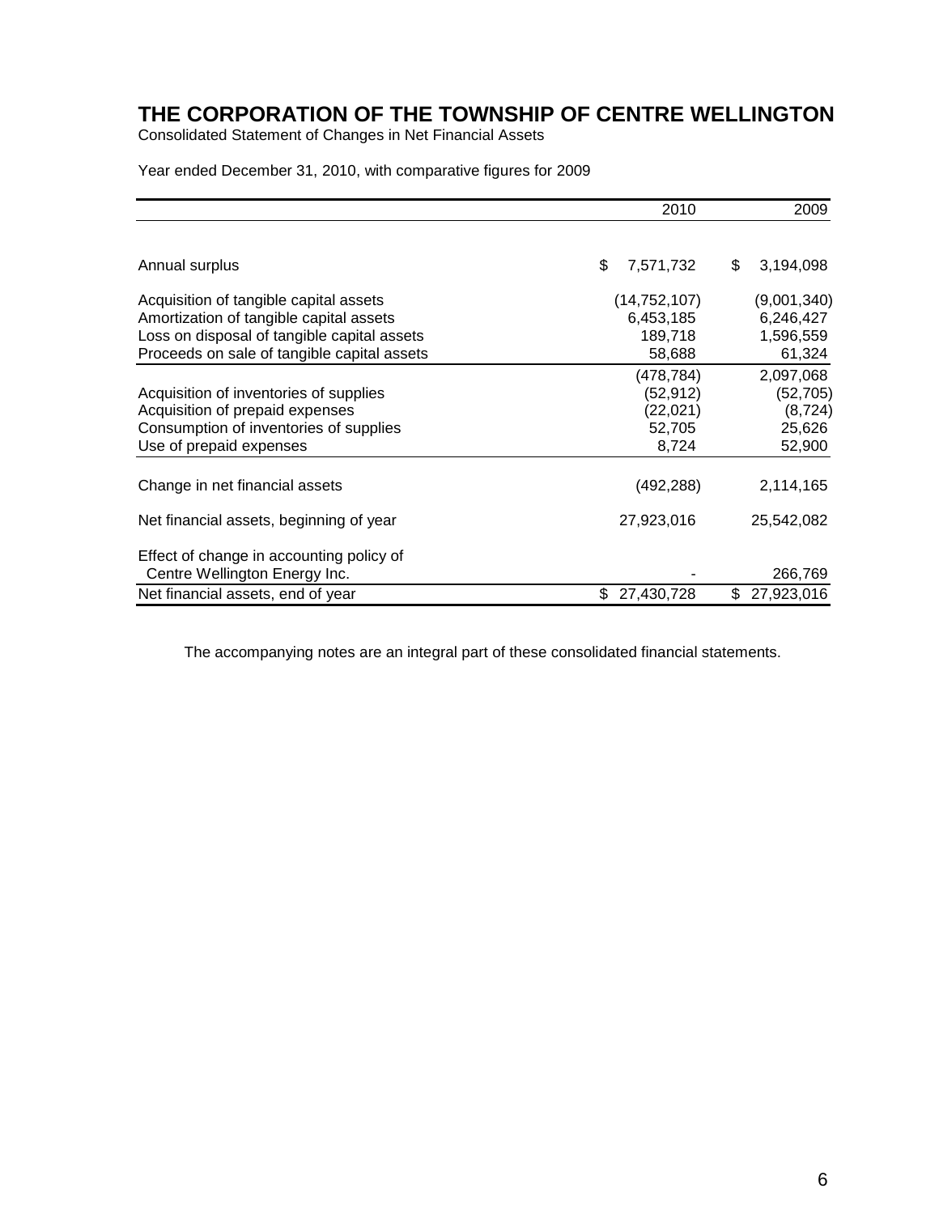# THE CORPORATION OF THE TOWNSHIP OF CENTRE WELLINGTON

Consolidated Statement of Changes in Net Financial Assets

Year ended December 31, 2010, with comparative figures for 2009

| | 2010 | 2009 |
|---|---|---|
| Annual surplus | $ 7,571,732 | $ 3,194,098 |
| Acquisition of tangible capital assets | (14,752,107) | (9,001,340) |
| Amortization of tangible capital assets | 6,453,185 | 6,246,427 |
| Loss on disposal of tangible capital assets | 189,718 | 1,596,559 |
| Proceeds on sale of tangible capital assets | 58,688 | 61,324 |
| | (478,784) | 2,097,068 |
| Acquisition of inventories of supplies | (52,912) | (52,705) |
| Acquisition of prepaid expenses | (22,021) | (8,724) |
| Consumption of inventories of supplies | 52,705 | 25,626 |
| Use of prepaid expenses | 8,724 | 52,900 |
| Change in net financial assets | (492,288) | 2,114,165 |
| Net financial assets, beginning of year | 27,923,016 | 25,542,082 |
| Effect of change in accounting policy of Centre Wellington Energy Inc. | - | 266,769 |
| Net financial assets, end of year | $ 27,430,728 | $ 27,923,016 |

The accompanying notes are an integral part of these consolidated financial statements.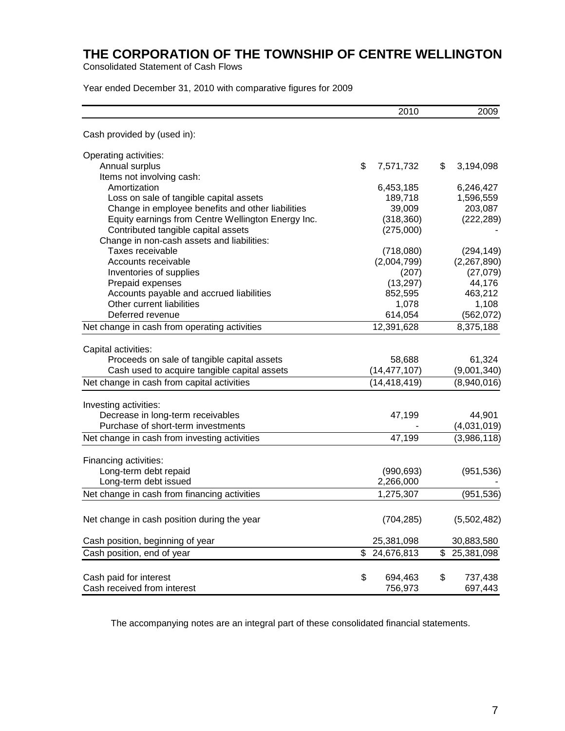# THE CORPORATION OF THE TOWNSHIP OF CENTRE WELLINGTON

Consolidated Statement of Cash Flows

Year ended December 31, 2010 with comparative figures for 2009

| | 2010 | 2009 |
|---|---|---|
| Cash provided by (used in): | | |
| Operating activities: | | |
| Annual surplus | $ 7,571,732 | $ 3,194,098 |
| Items not involving cash: | | |
| Amortization | 6,453,185 | 6,246,427 |
| Loss on sale of tangible capital assets | 189,718 | 1,596,559 |
| Change in employee benefits and other liabilities | 39,009 | 203,087 |
| Equity earnings from Centre Wellington Energy Inc. | (318,360) | (222,289) |
| Contributed tangible capital assets | (275,000) | - |
| Change in non-cash assets and liabilities: | | |
| Taxes receivable | (718,080) | (294,149) |
| Accounts receivable | (2,004,799) | (2,267,890) |
| Inventories of supplies | (207) | (27,079) |
| Prepaid expenses | (13,297) | 44,176 |
| Accounts payable and accrued liabilities | 852,595 | 463,212 |
| Other current liabilities | 1,078 | 1,108 |
| Deferred revenue | 614,054 | (562,072) |
| Net change in cash from operating activities | 12,391,628 | 8,375,188 |
| Capital activities: | | |
| Proceeds on sale of tangible capital assets | 58,688 | 61,324 |
| Cash used to acquire tangible capital assets | (14,477,107) | (9,001,340) |
| Net change in cash from capital activities | (14,418,419) | (8,940,016) |
| Investing activities: | | |
| Decrease in long-term receivables | 47,199 | 44,901 |
| Purchase of short-term investments | - | (4,031,019) |
| Net change in cash from investing activities | 47,199 | (3,986,118) |
| Financing activities: | | |
| Long-term debt repaid | (990,693) | (951,536) |
| Long-term debt issued | 2,266,000 | - |
| Net change in cash from financing activities | 1,275,307 | (951,536) |
| Net change in cash position during the year | (704,285) | (5,502,482) |
| Cash position, beginning of year | 25,381,098 | 30,883,580 |
| Cash position, end of year | $ 24,676,813 | $ 25,381,098 |
| Cash paid for interest | $ 694,463 | $ 737,438 |
| Cash received from interest | 756,973 | 697,443 |

The accompanying notes are an integral part of these consolidated financial statements.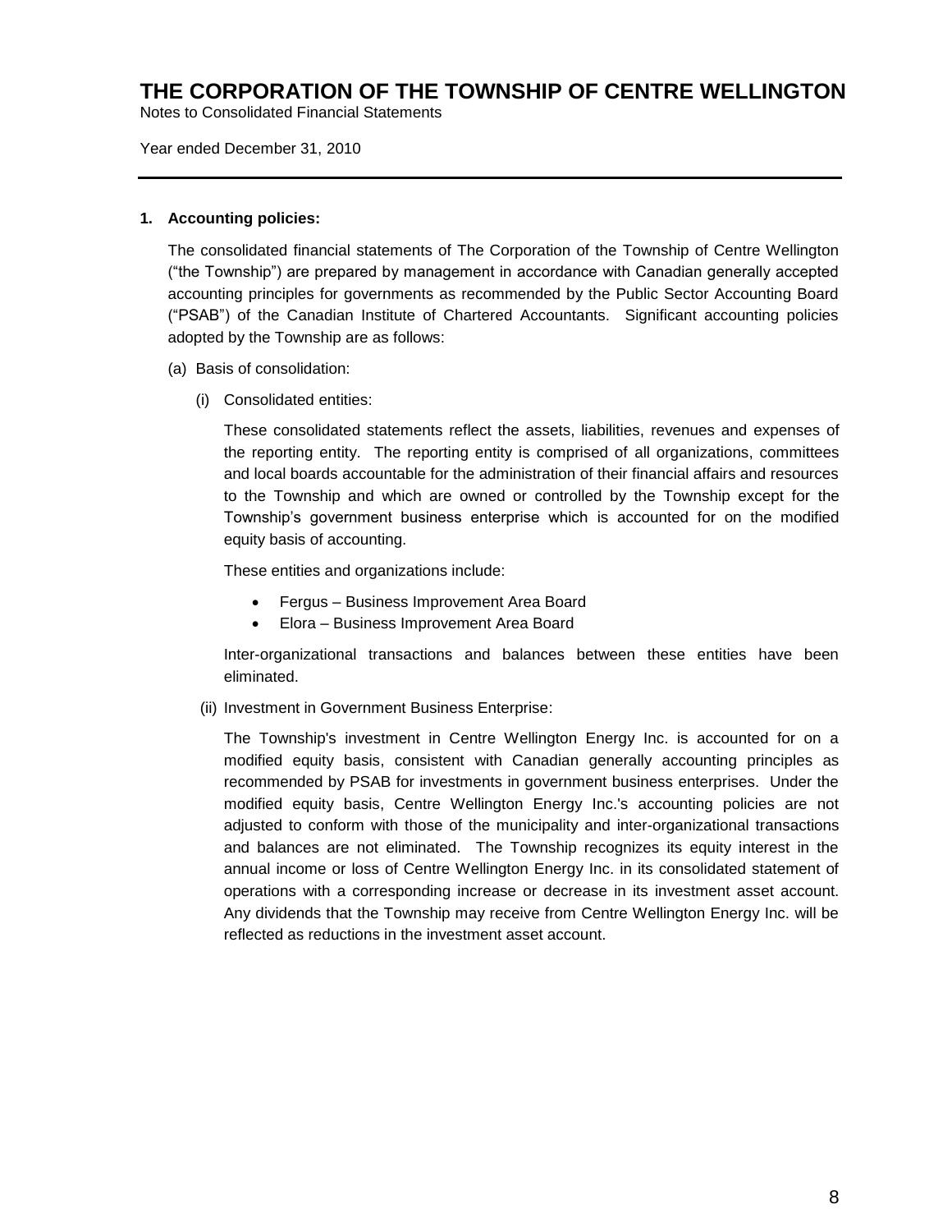## 1. Accounting policies:

The consolidated financial statements of The Corporation of the Township of Centre Wellington ("the Township") are prepared by management in accordance with Canadian generally accepted accounting principles for governments as recommended by the Public Sector Accounting Board ("PSAB") of the Canadian Institute of Chartered Accountants. Significant accounting policies adopted by the Township are as follows:

(a) Basis of consolidation:

(i) Consolidated entities:

These consolidated statements reflect the assets, liabilities, revenues and expenses of the reporting entity. The reporting entity is comprised of all organizations, committees and local boards accountable for the administration of their financial affairs and resources to the Township and which are owned or controlled by the Township except for the Township's government business enterprise which is accounted for on the modified equity basis of accounting.

These entities and organizations include:

- Fergus – Business Improvement Area Board
- Elora – Business Improvement Area Board

Inter-organizational transactions and balances between these entities have been eliminated.

(ii) Investment in Government Business Enterprise:

The Township's investment in Centre Wellington Energy Inc. is accounted for on a modified equity basis, consistent with Canadian generally accounting principles as recommended by PSAB for investments in government business enterprises. Under the modified equity basis, Centre Wellington Energy Inc.'s accounting policies are not adjusted to conform with those of the municipality and inter-organizational transactions and balances are not eliminated. The Township recognizes its equity interest in the annual income or loss of Centre Wellington Energy Inc. in its consolidated statement of operations with a corresponding increase or decrease in its investment asset account. Any dividends that the Township may receive from Centre Wellington Energy Inc. will be reflected as reductions in the investment asset account.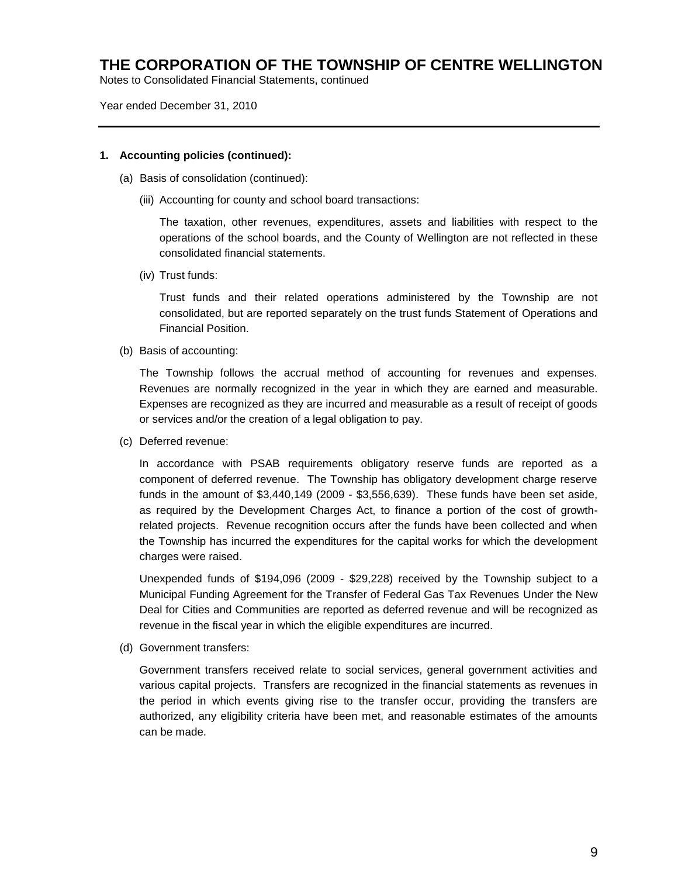### 1. Accounting policies (continued):

(a) Basis of consolidation (continued):

(iii) Accounting for county and school board transactions:

The taxation, other revenues, expenditures, assets and liabilities with respect to the operations of the school boards, and the County of Wellington are not reflected in these consolidated financial statements.

(iv) Trust funds:

Trust funds and their related operations administered by the Township are not consolidated, but are reported separately on the trust funds Statement of Operations and Financial Position.

(b) Basis of accounting:

The Township follows the accrual method of accounting for revenues and expenses. Revenues are normally recognized in the year in which they are earned and measurable. Expenses are recognized as they are incurred and measurable as a result of receipt of goods or services and/or the creation of a legal obligation to pay.

(c) Deferred revenue:

In accordance with PSAB requirements obligatory reserve funds are reported as a component of deferred revenue. The Township has obligatory development charge reserve funds in the amount of $3,440,149 (2009 - $3,556,639). These funds have been set aside, as required by the Development Charges Act, to finance a portion of the cost of growth-related projects. Revenue recognition occurs after the funds have been collected and when the Township has incurred the expenditures for the capital works for which the development charges were raised.

Unexpended funds of $194,096 (2009 - $29,228) received by the Township subject to a Municipal Funding Agreement for the Transfer of Federal Gas Tax Revenues Under the New Deal for Cities and Communities are reported as deferred revenue and will be recognized as revenue in the fiscal year in which the eligible expenditures are incurred.

(d) Government transfers:

Government transfers received relate to social services, general government activities and various capital projects. Transfers are recognized in the financial statements as revenues in the period in which events giving rise to the transfer occur, providing the transfers are authorized, any eligibility criteria have been met, and reasonable estimates of the amounts can be made.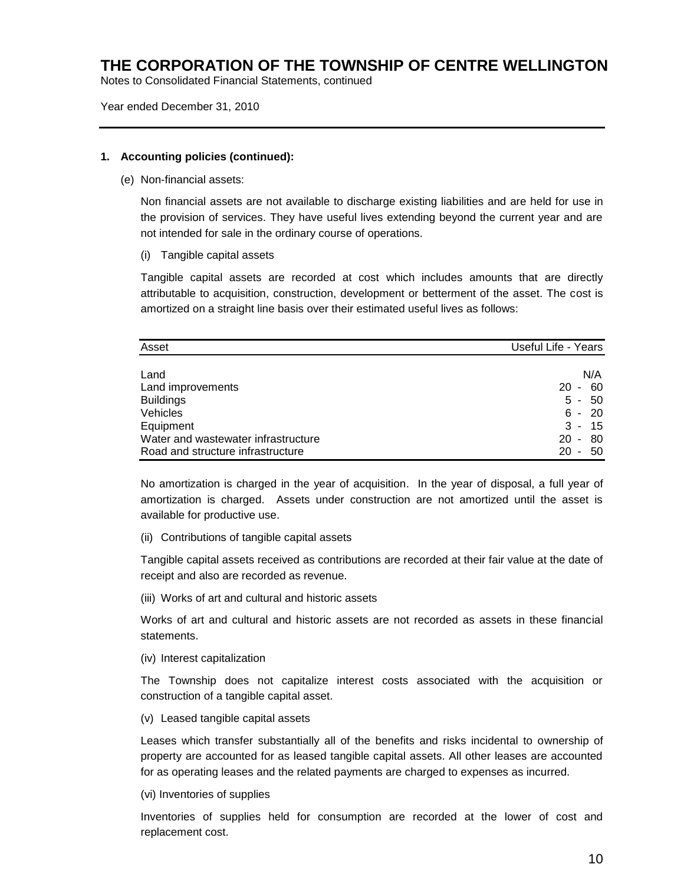# THE CORPORATION OF THE TOWNSHIP OF CENTRE WELLINGTON

Notes to Consolidated Financial Statements, continued

Year ended December 31, 2010

---

**1. Accounting policies (continued):**

(e) Non-financial assets:

Non financial assets are not available to discharge existing liabilities and are held for use in the provision of services. They have useful lives extending beyond the current year and are not intended for sale in the ordinary course of operations.

(i) Tangible capital assets

Tangible capital assets are recorded at cost which includes amounts that are directly attributable to acquisition, construction, development or betterment of the asset. The cost is amortized on a straight line basis over their estimated useful lives as follows:

| Asset | Useful Life - Years |
|---|---|
| Land | N/A |
| Land improvements | 20 - 60 |
| Buildings | 5 - 50 |
| Vehicles | 6 - 20 |
| Equipment | 3 - 15 |
| Water and wastewater infrastructure | 20 - 80 |
| Road and structure infrastructure | 20 - 50 |

No amortization is charged in the year of acquisition. In the year of disposal, a full year of amortization is charged. Assets under construction are not amortized until the asset is available for productive use.

(ii) Contributions of tangible capital assets

Tangible capital assets received as contributions are recorded at their fair value at the date of receipt and also are recorded as revenue.

(iii) Works of art and cultural and historic assets

Works of art and cultural and historic assets are not recorded as assets in these financial statements.

(iv) Interest capitalization

The Township does not capitalize interest costs associated with the acquisition or construction of a tangible capital asset.

(v) Leased tangible capital assets

Leases which transfer substantially all of the benefits and risks incidental to ownership of property are accounted for as leased tangible capital assets. All other leases are accounted for as operating leases and the related payments are charged to expenses as incurred.

(vi) Inventories of supplies

Inventories of supplies held for consumption are recorded at the lower of cost and replacement cost.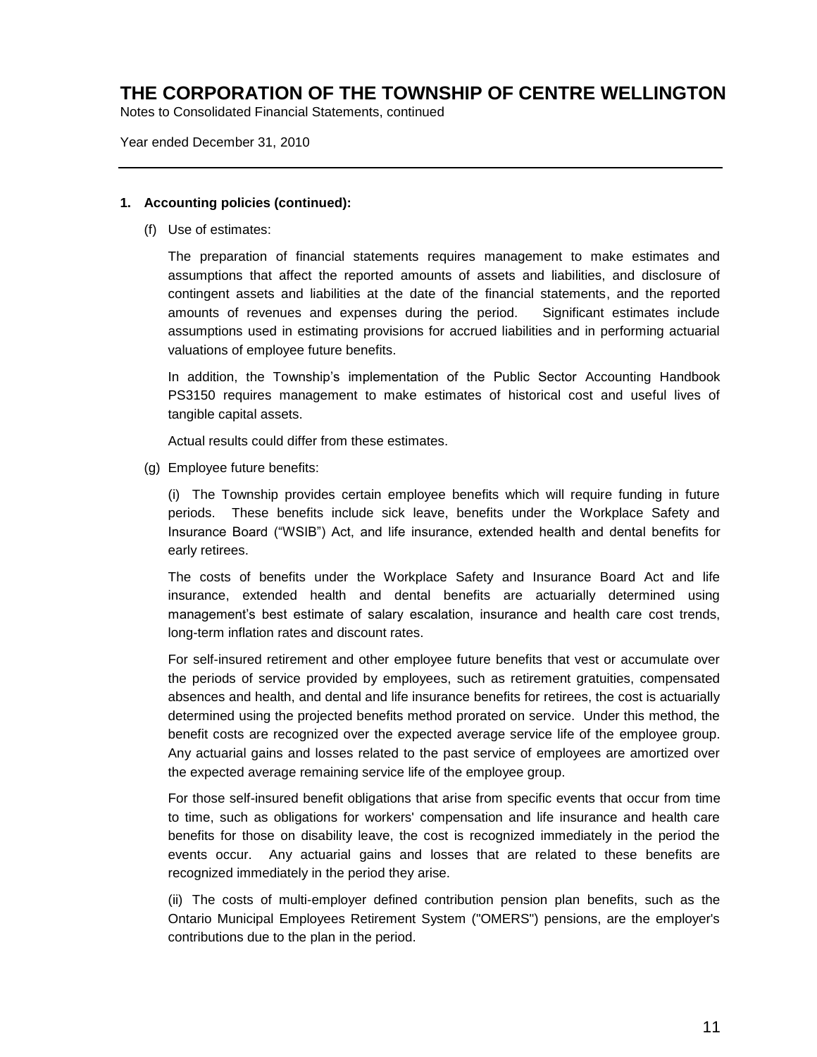# THE CORPORATION OF THE TOWNSHIP OF CENTRE WELLINGTON

Notes to Consolidated Financial Statements, continued

Year ended December 31, 2010

---

**1. Accounting policies (continued):**

(f) Use of estimates:

The preparation of financial statements requires management to make estimates and assumptions that affect the reported amounts of assets and liabilities, and disclosure of contingent assets and liabilities at the date of the financial statements, and the reported amounts of revenues and expenses during the period. Significant estimates include assumptions used in estimating provisions for accrued liabilities and in performing actuarial valuations of employee future benefits.

In addition, the Township's implementation of the Public Sector Accounting Handbook PS3150 requires management to make estimates of historical cost and useful lives of tangible capital assets.

Actual results could differ from these estimates.

(g) Employee future benefits:

(i) The Township provides certain employee benefits which will require funding in future periods. These benefits include sick leave, benefits under the Workplace Safety and Insurance Board ("WSIB") Act, and life insurance, extended health and dental benefits for early retirees.

The costs of benefits under the Workplace Safety and Insurance Board Act and life insurance, extended health and dental benefits are actuarially determined using management's best estimate of salary escalation, insurance and health care cost trends, long-term inflation rates and discount rates.

For self-insured retirement and other employee future benefits that vest or accumulate over the periods of service provided by employees, such as retirement gratuities, compensated absences and health, and dental and life insurance benefits for retirees, the cost is actuarially determined using the projected benefits method prorated on service. Under this method, the benefit costs are recognized over the expected average service life of the employee group. Any actuarial gains and losses related to the past service of employees are amortized over the expected average remaining service life of the employee group.

For those self-insured benefit obligations that arise from specific events that occur from time to time, such as obligations for workers' compensation and life insurance and health care benefits for those on disability leave, the cost is recognized immediately in the period the events occur. Any actuarial gains and losses that are related to these benefits are recognized immediately in the period they arise.

(ii) The costs of multi-employer defined contribution pension plan benefits, such as the Ontario Municipal Employees Retirement System ("OMERS") pensions, are the employer's contributions due to the plan in the period.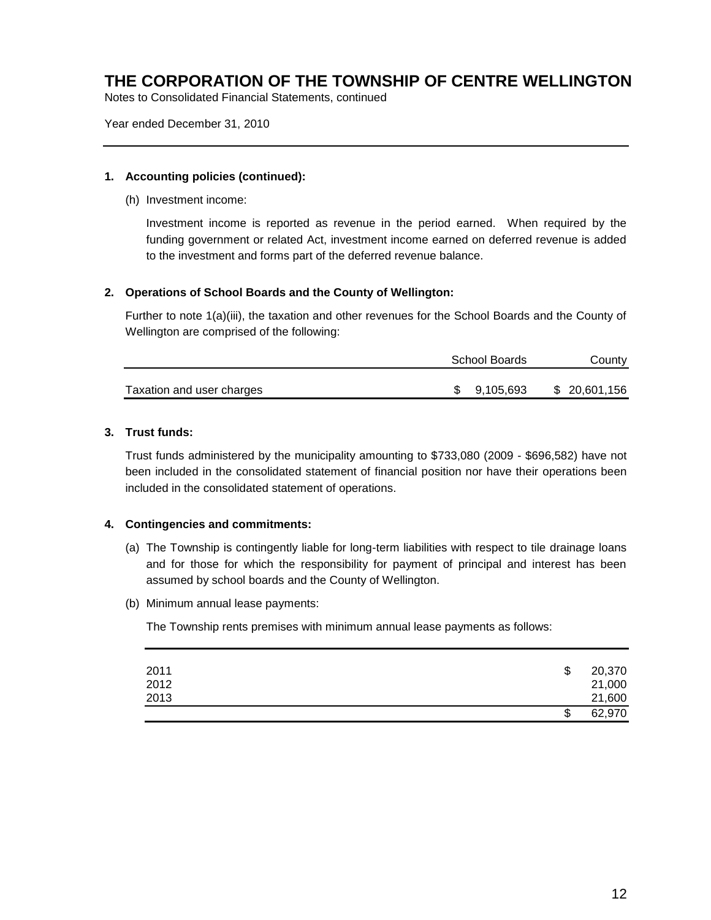# THE CORPORATION OF THE TOWNSHIP OF CENTRE WELLINGTON

Notes to Consolidated Financial Statements, continued

Year ended December 31, 2010

---

**1. Accounting policies (continued):**

(h) Investment income:

Investment income is reported as revenue in the period earned. When required by the funding government or related Act, investment income earned on deferred revenue is added to the investment and forms part of the deferred revenue balance.

**2. Operations of School Boards and the County of Wellington:**

Further to note 1(a)(iii), the taxation and other revenues for the School Boards and the County of Wellington are comprised of the following:

| | School Boards | County |
|---|---|---|
| Taxation and user charges | $ 9,105,693 | $ 20,601,156 |

**3. Trust funds:**

Trust funds administered by the municipality amounting to $733,080 (2009 - $696,582) have not been included in the consolidated statement of financial position nor have their operations been included in the consolidated statement of operations.

**4. Contingencies and commitments:**

(a) The Township is contingently liable for long-term liabilities with respect to tile drainage loans and for those for which the responsibility for payment of principal and interest has been assumed by school boards and the County of Wellington.

(b) Minimum annual lease payments:

The Township rents premises with minimum annual lease payments as follows:

| | |
|---|---|
| 2011 | $ 20,370 |
| 2012 | 21,000 |
| 2013 | 21,600 |
| | $ 62,970 |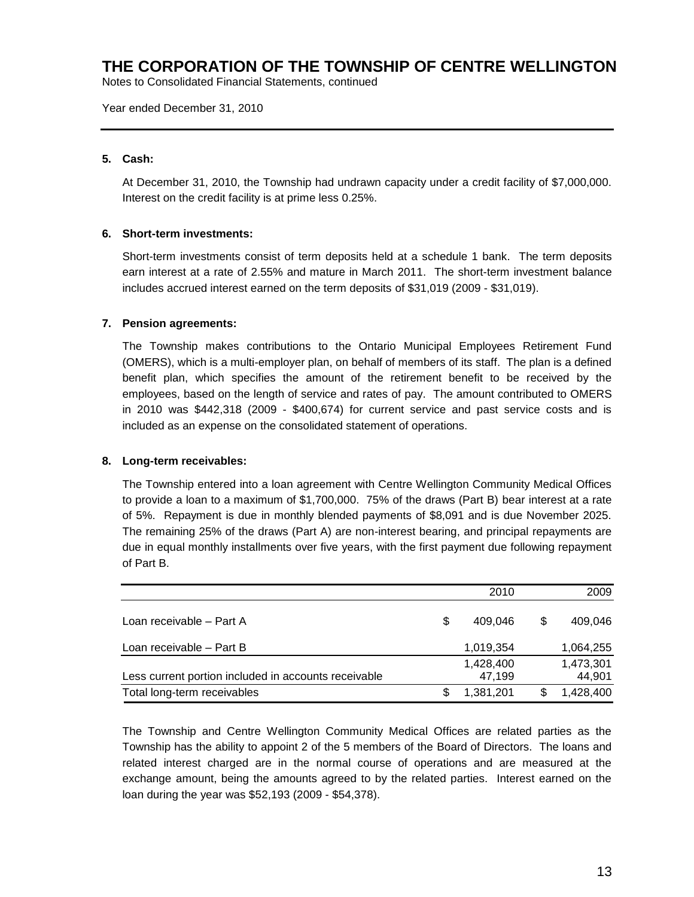# THE CORPORATION OF THE TOWNSHIP OF CENTRE WELLINGTON

Notes to Consolidated Financial Statements, continued

Year ended December 31, 2010

---

**5. Cash:**

At December 31, 2010, the Township had undrawn capacity under a credit facility of $7,000,000. Interest on the credit facility is at prime less 0.25%.

**6. Short-term investments:**

Short-term investments consist of term deposits held at a schedule 1 bank. The term deposits earn interest at a rate of 2.55% and mature in March 2011. The short-term investment balance includes accrued interest earned on the term deposits of $31,019 (2009 - $31,019).

**7. Pension agreements:**

The Township makes contributions to the Ontario Municipal Employees Retirement Fund (OMERS), which is a multi-employer plan, on behalf of members of its staff. The plan is a defined benefit plan, which specifies the amount of the retirement benefit to be received by the employees, based on the length of service and rates of pay. The amount contributed to OMERS in 2010 was $442,318 (2009 - $400,674) for current service and past service costs and is included as an expense on the consolidated statement of operations.

**8. Long-term receivables:**

The Township entered into a loan agreement with Centre Wellington Community Medical Offices to provide a loan to a maximum of $1,700,000. 75% of the draws (Part B) bear interest at a rate of 5%. Repayment is due in monthly blended payments of $8,091 and is due November 2025. The remaining 25% of the draws (Part A) are non-interest bearing, and principal repayments are due in equal monthly installments over five years, with the first payment due following repayment of Part B.

| | 2010 | 2009 |
|---|---|---|
| Loan receivable – Part A | $ 409,046 | $ 409,046 |
| Loan receivable – Part B | 1,019,354 | 1,064,255 |
| | 1,428,400 | 1,473,301 |
| Less current portion included in accounts receivable | 47,199 | 44,901 |
| Total long-term receivables | $ 1,381,201 | $ 1,428,400 |

The Township and Centre Wellington Community Medical Offices are related parties as the Township has the ability to appoint 2 of the 5 members of the Board of Directors. The loans and related interest charged are in the normal course of operations and are measured at the exchange amount, being the amounts agreed to by the related parties. Interest earned on the loan during the year was $52,193 (2009 - $54,378).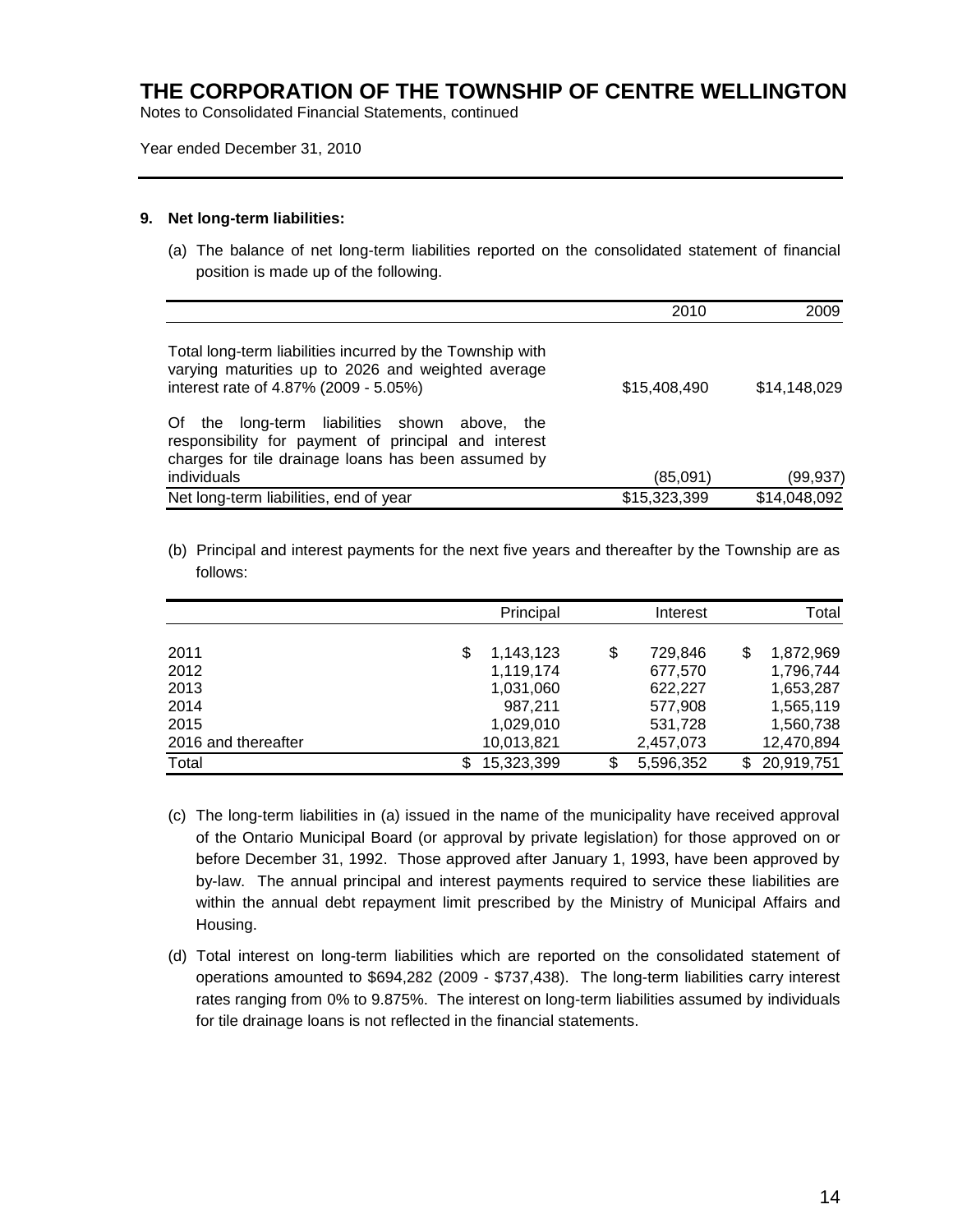# THE CORPORATION OF THE TOWNSHIP OF CENTRE WELLINGTON

Notes to Consolidated Financial Statements, continued

Year ended December 31, 2010

## 9. Net long-term liabilities:

(a) The balance of net long-term liabilities reported on the consolidated statement of financial position is made up of the following.

| | 2010 | 2009 |
|---|---|---|
| Total long-term liabilities incurred by the Township with varying maturities up to 2026 and weighted average interest rate of 4.87% (2009 - 5.05%) | $15,408,490 | $14,148,029 |
| Of the long-term liabilities shown above, the responsibility for payment of principal and interest charges for tile drainage loans has been assumed by individuals | (85,091) | (99,937) |
| Net long-term liabilities, end of year | $15,323,399 | $14,048,092 |

(b) Principal and interest payments for the next five years and thereafter by the Township are as follows:

| | Principal | Interest | Total |
|---|---|---|---|
| 2011 | $ 1,143,123 | $ 729,846 | $ 1,872,969 |
| 2012 | 1,119,174 | 677,570 | 1,796,744 |
| 2013 | 1,031,060 | 622,227 | 1,653,287 |
| 2014 | 987,211 | 577,908 | 1,565,119 |
| 2015 | 1,029,010 | 531,728 | 1,560,738 |
| 2016 and thereafter | 10,013,821 | 2,457,073 | 12,470,894 |
| Total | $ 15,323,399 | $ 5,596,352 | $ 20,919,751 |

(c) The long-term liabilities in (a) issued in the name of the municipality have received approval of the Ontario Municipal Board (or approval by private legislation) for those approved on or before December 31, 1992. Those approved after January 1, 1993, have been approved by by-law. The annual principal and interest payments required to service these liabilities are within the annual debt repayment limit prescribed by the Ministry of Municipal Affairs and Housing.

(d) Total interest on long-term liabilities which are reported on the consolidated statement of operations amounted to $694,282 (2009 - $737,438). The long-term liabilities carry interest rates ranging from 0% to 9.875%. The interest on long-term liabilities assumed by individuals for tile drainage loans is not reflected in the financial statements.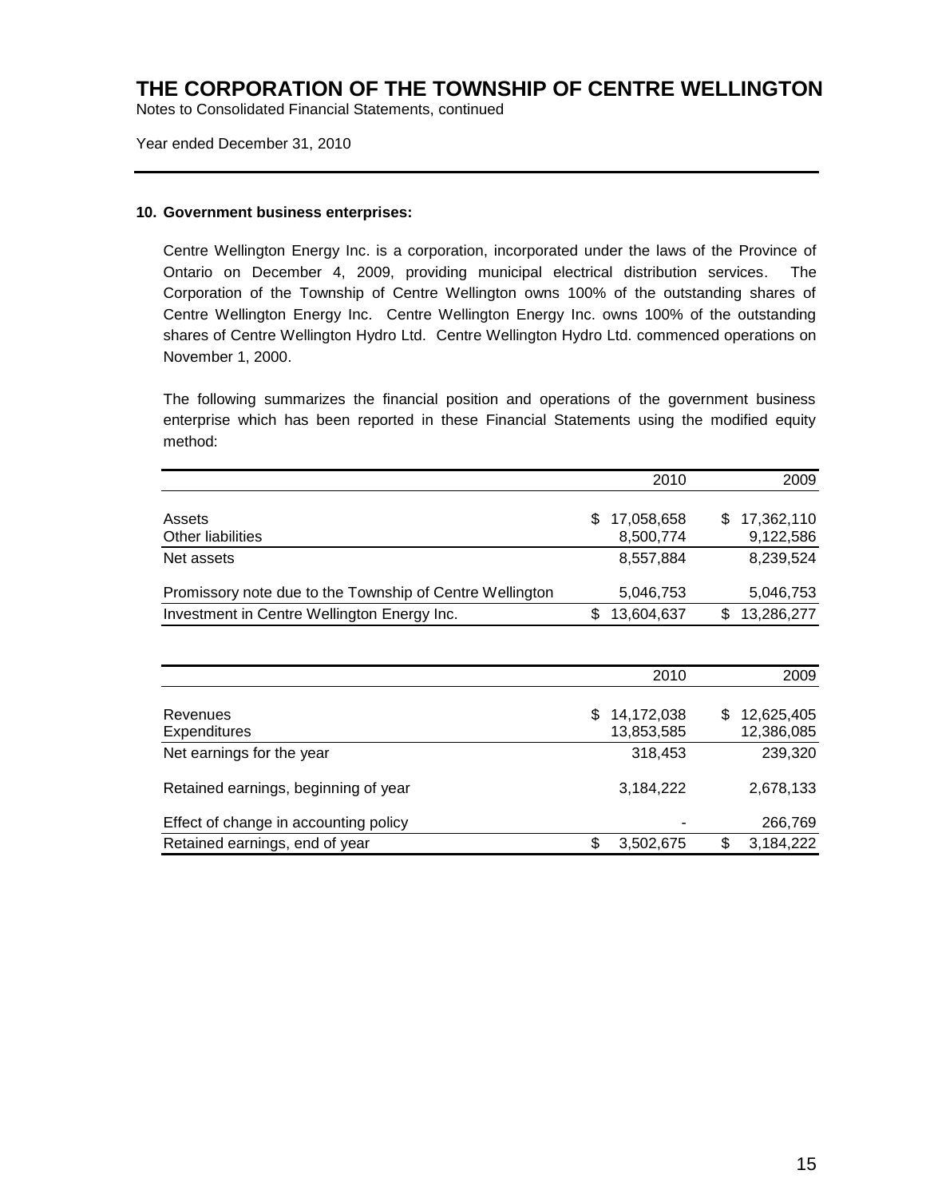# THE CORPORATION OF THE TOWNSHIP OF CENTRE WELLINGTON

Notes to Consolidated Financial Statements, continued

Year ended December 31, 2010

---

**10. Government business enterprises:**

Centre Wellington Energy Inc. is a corporation, incorporated under the laws of the Province of Ontario on December 4, 2009, providing municipal electrical distribution services. The Corporation of the Township of Centre Wellington owns 100% of the outstanding shares of Centre Wellington Energy Inc. Centre Wellington Energy Inc. owns 100% of the outstanding shares of Centre Wellington Hydro Ltd. Centre Wellington Hydro Ltd. commenced operations on November 1, 2000.

The following summarizes the financial position and operations of the government business enterprise which has been reported in these Financial Statements using the modified equity method:

| | 2010 | 2009 |
|---|---|---|
| Assets | $ 17,058,658 | $ 17,362,110 |
| Other liabilities | 8,500,774 | 9,122,586 |
| Net assets | 8,557,884 | 8,239,524 |
| Promissory note due to the Township of Centre Wellington | 5,046,753 | 5,046,753 |
| Investment in Centre Wellington Energy Inc. | $ 13,604,637 | $ 13,286,277 |

| | 2010 | 2009 |
|---|---|---|
| Revenues | $ 14,172,038 | $ 12,625,405 |
| Expenditures | 13,853,585 | 12,386,085 |
| Net earnings for the year | 318,453 | 239,320 |
| Retained earnings, beginning of year | 3,184,222 | 2,678,133 |
| Effect of change in accounting policy | - | 266,769 |
| Retained earnings, end of year | $ 3,502,675 | $ 3,184,222 |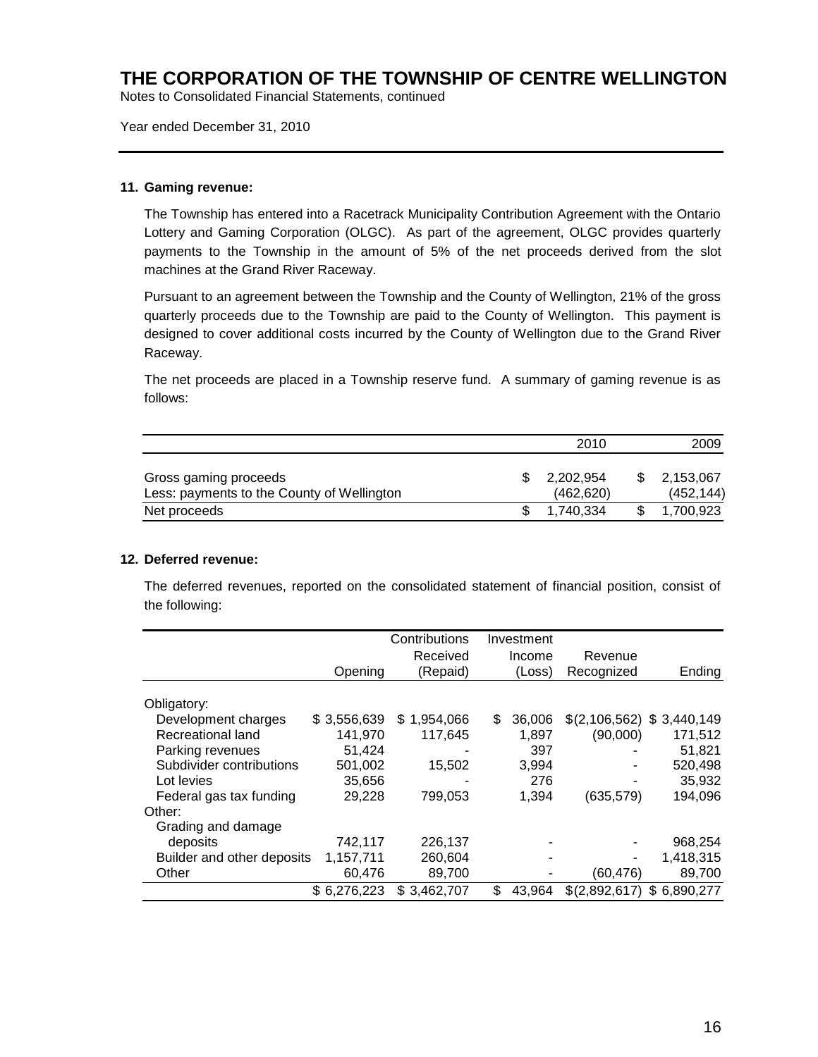# THE CORPORATION OF THE TOWNSHIP OF CENTRE WELLINGTON

Notes to Consolidated Financial Statements, continued

Year ended December 31, 2010

**11. Gaming revenue:**

The Township has entered into a Racetrack Municipality Contribution Agreement with the Ontario Lottery and Gaming Corporation (OLGC). As part of the agreement, OLGC provides quarterly payments to the Township in the amount of 5% of the net proceeds derived from the slot machines at the Grand River Raceway.

Pursuant to an agreement between the Township and the County of Wellington, 21% of the gross quarterly proceeds due to the Township are paid to the County of Wellington. This payment is designed to cover additional costs incurred by the County of Wellington due to the Grand River Raceway.

The net proceeds are placed in a Township reserve fund. A summary of gaming revenue is as follows:

| | 2010 | 2009 |
|---|---|---|
| Gross gaming proceeds | $ 2,202,954 | $ 2,153,067 |
| Less: payments to the County of Wellington | (462,620) | (452,144) |
| Net proceeds | $ 1,740,334 | $ 1,700,923 |

**12. Deferred revenue:**

The deferred revenues, reported on the consolidated statement of financial position, consist of the following:

| | Opening | Contributions Received (Repaid) | Investment Income (Loss) | Revenue Recognized | Ending |
|---|---|---|---|---|---|
| Obligatory: | | | | | |
| Development charges | $ 3,556,639 | $ 1,954,066 | $ 36,006 | $(2,106,562) | $ 3,440,149 |
| Recreational land | 141,970 | 117,645 | 1,897 | (90,000) | 171,512 |
| Parking revenues | 51,424 | - | 397 | - | 51,821 |
| Subdivider contributions | 501,002 | 15,502 | 3,994 | - | 520,498 |
| Lot levies | 35,656 | - | 276 | - | 35,932 |
| Federal gas tax funding | 29,228 | 799,053 | 1,394 | (635,579) | 194,096 |
| Other: | | | | | |
| Grading and damage deposits | 742,117 | 226,137 | - | - | 968,254 |
| Builder and other deposits | 1,157,711 | 260,604 | - | - | 1,418,315 |
| Other | 60,476 | 89,700 | - | (60,476) | 89,700 |
| | $ 6,276,223 | $ 3,462,707 | $ 43,964 | $(2,892,617) | $ 6,890,277 |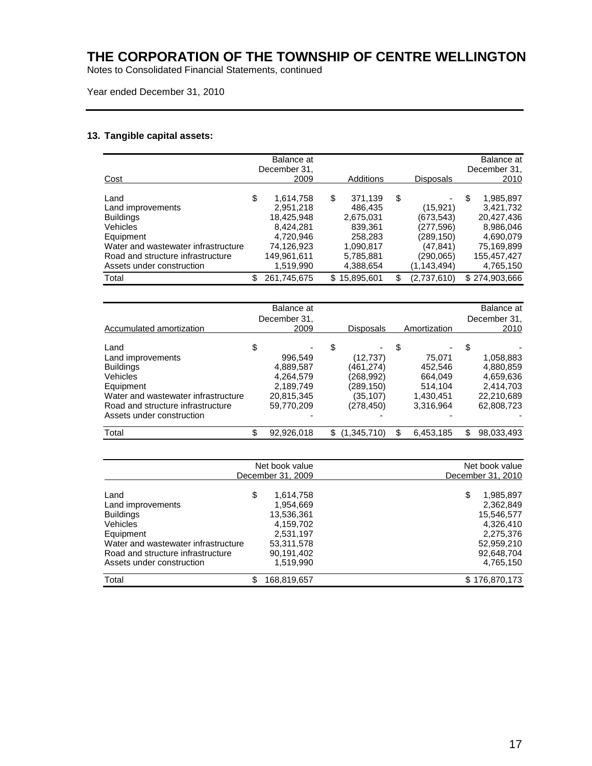# THE CORPORATION OF THE TOWNSHIP OF CENTRE WELLINGTON

Notes to Consolidated Financial Statements, continued

Year ended December 31, 2010

## 13. Tangible capital assets:

| Cost | Balance at December 31, 2009 | Additions | Disposals | Balance at December 31, 2010 |
|---|---|---|---|---|
| Land | $ 1,614,758 | $ 371,139 | $ - | $ 1,985,897 |
| Land improvements | 2,951,218 | 486,435 | (15,921) | 3,421,732 |
| Buildings | 18,425,948 | 2,675,031 | (673,543) | 20,427,436 |
| Vehicles | 8,424,281 | 839,361 | (277,596) | 8,986,046 |
| Equipment | 4,720,946 | 258,283 | (289,150) | 4,690,079 |
| Water and wastewater infrastructure | 74,126,923 | 1,090,817 | (47,841) | 75,169,899 |
| Road and structure infrastructure | 149,961,611 | 5,785,881 | (290,065) | 155,457,427 |
| Assets under construction | 1,519,990 | 4,388,654 | (1,143,494) | 4,765,150 |
| Total | $ 261,745,675 | $ 15,895,601 | $ (2,737,610) | $ 274,903,666 |

| Accumulated amortization | Balance at December 31, 2009 | Disposals | Amortization | Balance at December 31, 2010 |
|---|---|---|---|---|
| Land | $ - | $ - | $ - | $ - |
| Land improvements | 996,549 | (12,737) | 75,071 | 1,058,883 |
| Buildings | 4,889,587 | (461,274) | 452,546 | 4,880,859 |
| Vehicles | 4,264,579 | (268,992) | 664,049 | 4,659,636 |
| Equipment | 2,189,749 | (289,150) | 514,104 | 2,414,703 |
| Water and wastewater infrastructure | 20,815,345 | (35,107) | 1,430,451 | 22,210,689 |
| Road and structure infrastructure | 59,770,209 | (278,450) | 3,316,964 | 62,808,723 |
| Assets under construction | - | - | - | - |
| Total | $ 92,926,018 | $ (1,345,710) | $ 6,453,185 | $ 98,033,493 |

| | Net book value December 31, 2009 | Net book value December 31, 2010 |
|---|---|---|
| Land | $ 1,614,758 | $ 1,985,897 |
| Land improvements | 1,954,669 | 2,362,849 |
| Buildings | 13,536,361 | 15,546,577 |
| Vehicles | 4,159,702 | 4,326,410 |
| Equipment | 2,531,197 | 2,275,376 |
| Water and wastewater infrastructure | 53,311,578 | 52,959,210 |
| Road and structure infrastructure | 90,191,402 | 92,648,704 |
| Assets under construction | 1,519,990 | 4,765,150 |
| Total | $ 168,819,657 | $ 176,870,173 |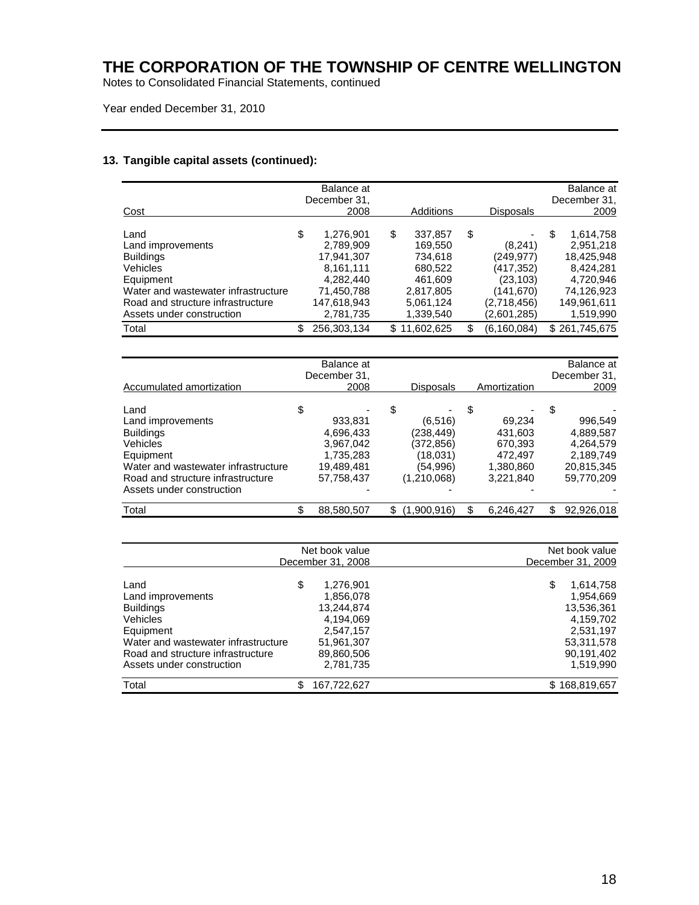# THE CORPORATION OF THE TOWNSHIP OF CENTRE WELLINGTON

Notes to Consolidated Financial Statements, continued

Year ended December 31, 2010

## 13. Tangible capital assets (continued):

| Cost | Balance at December 31, 2008 | Additions | Disposals | Balance at December 31, 2009 |
|---|---|---|---|---|
| Land | $ 1,276,901 | $ 337,857 | $ - | $ 1,614,758 |
| Land improvements | 2,789,909 | 169,550 | (8,241) | 2,951,218 |
| Buildings | 17,941,307 | 734,618 | (249,977) | 18,425,948 |
| Vehicles | 8,161,111 | 680,522 | (417,352) | 8,424,281 |
| Equipment | 4,282,440 | 461,609 | (23,103) | 4,720,946 |
| Water and wastewater infrastructure | 71,450,788 | 2,817,805 | (141,670) | 74,126,923 |
| Road and structure infrastructure | 147,618,943 | 5,061,124 | (2,718,456) | 149,961,611 |
| Assets under construction | 2,781,735 | 1,339,540 | (2,601,285) | 1,519,990 |
| Total | $ 256,303,134 | $ 11,602,625 | $ (6,160,084) | $ 261,745,675 |

| Accumulated amortization | Balance at December 31, 2008 | Disposals | Amortization | Balance at December 31, 2009 |
|---|---|---|---|---|
| Land | $ - | $ - | $ - | $ - |
| Land improvements | 933,831 | (6,516) | 69,234 | 996,549 |
| Buildings | 4,696,433 | (238,449) | 431,603 | 4,889,587 |
| Vehicles | 3,967,042 | (372,856) | 670,393 | 4,264,579 |
| Equipment | 1,735,283 | (18,031) | 472,497 | 2,189,749 |
| Water and wastewater infrastructure | 19,489,481 | (54,996) | 1,380,860 | 20,815,345 |
| Road and structure infrastructure | 57,758,437 | (1,210,068) | 3,221,840 | 59,770,209 |
| Assets under construction | - | - | - | - |
| Total | $ 88,580,507 | $ (1,900,916) | $ 6,246,427 | $ 92,926,018 |

| | Net book value December 31, 2008 | Net book value December 31, 2009 |
|---|---|---|
| Land | $ 1,276,901 | $ 1,614,758 |
| Land improvements | 1,856,078 | 1,954,669 |
| Buildings | 13,244,874 | 13,536,361 |
| Vehicles | 4,194,069 | 4,159,702 |
| Equipment | 2,547,157 | 2,531,197 |
| Water and wastewater infrastructure | 51,961,307 | 53,311,578 |
| Road and structure infrastructure | 89,860,506 | 90,191,402 |
| Assets under construction | 2,781,735 | 1,519,990 |
| Total | $ 167,722,627 | $ 168,819,657 |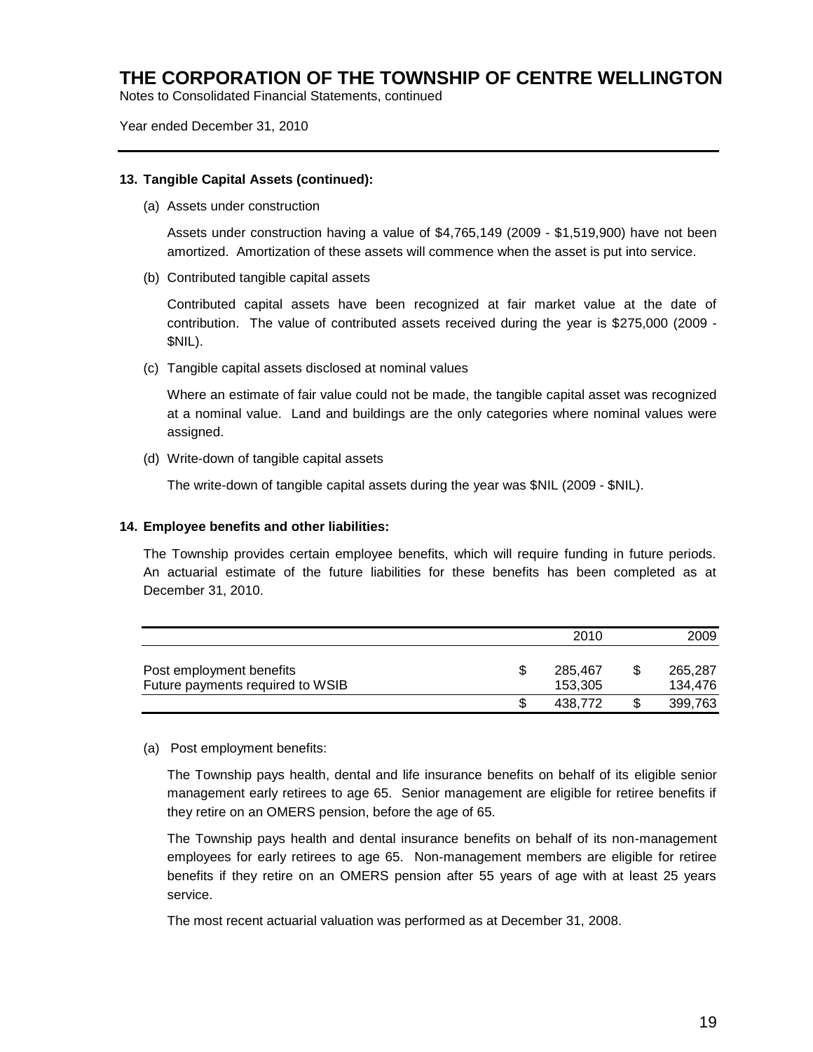# THE CORPORATION OF THE TOWNSHIP OF CENTRE WELLINGTON

Notes to Consolidated Financial Statements, continued

Year ended December 31, 2010

---

**13. Tangible Capital Assets (continued):**

(a) Assets under construction

Assets under construction having a value of $4,765,149 (2009 - $1,519,900) have not been amortized. Amortization of these assets will commence when the asset is put into service.

(b) Contributed tangible capital assets

Contributed capital assets have been recognized at fair market value at the date of contribution. The value of contributed assets received during the year is $275,000 (2009 - $NIL).

(c) Tangible capital assets disclosed at nominal values

Where an estimate of fair value could not be made, the tangible capital asset was recognized at a nominal value. Land and buildings are the only categories where nominal values were assigned.

(d) Write-down of tangible capital assets

The write-down of tangible capital assets during the year was $NIL (2009 - $NIL).

**14. Employee benefits and other liabilities:**

The Township provides certain employee benefits, which will require funding in future periods. An actuarial estimate of the future liabilities for these benefits has been completed as at December 31, 2010.

| | 2010 | 2009 |
|---|---|---|
| Post employment benefits | $ 285,467 | $ 265,287 |
| Future payments required to WSIB | 153,305 | 134,476 |
| | $ 438,772 | $ 399,763 |

(a) Post employment benefits:

The Township pays health, dental and life insurance benefits on behalf of its eligible senior management early retirees to age 65. Senior management are eligible for retiree benefits if they retire on an OMERS pension, before the age of 65.

The Township pays health and dental insurance benefits on behalf of its non-management employees for early retirees to age 65. Non-management members are eligible for retiree benefits if they retire on an OMERS pension after 55 years of age with at least 25 years service.

The most recent actuarial valuation was performed as at December 31, 2008.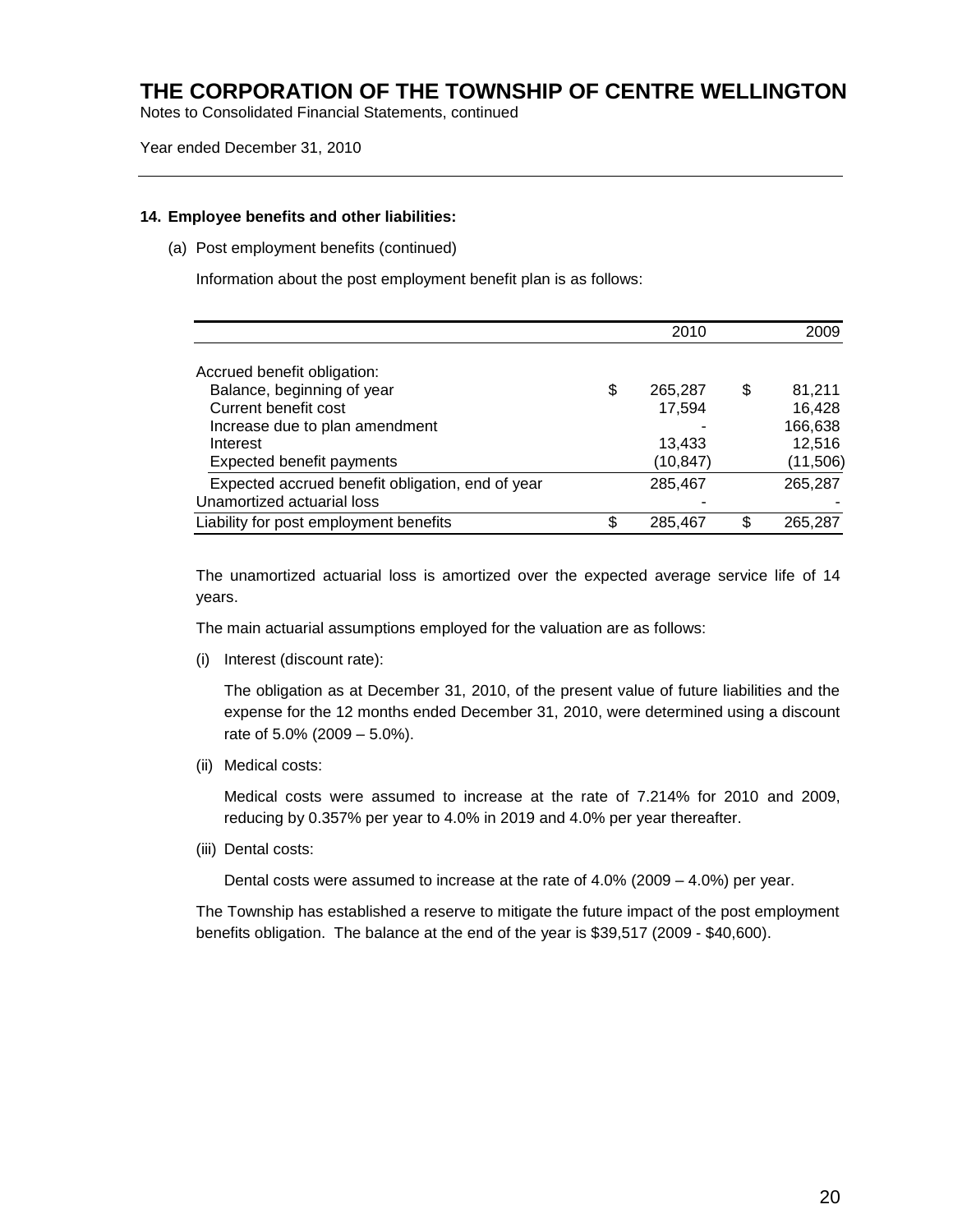# THE CORPORATION OF THE TOWNSHIP OF CENTRE WELLINGTON

Notes to Consolidated Financial Statements, continued

Year ended December 31, 2010

---

**14. Employee benefits and other liabilities:**

(a) Post employment benefits (continued)

Information about the post employment benefit plan is as follows:

| | 2010 | 2009 |
|---|---|---|
| Accrued benefit obligation: | | |
| Balance, beginning of year | $ 265,287 | $ 81,211 |
| Current benefit cost | 17,594 | 16,428 |
| Increase due to plan amendment | - | 166,638 |
| Interest | 13,433 | 12,516 |
| Expected benefit payments | (10,847) | (11,506) |
| Expected accrued benefit obligation, end of year | 285,467 | 265,287 |
| Unamortized actuarial loss | - | - |
| Liability for post employment benefits | $ 285,467 | $ 265,287 |

The unamortized actuarial loss is amortized over the expected average service life of 14 years.

The main actuarial assumptions employed for the valuation are as follows:

(i) Interest (discount rate):

The obligation as at December 31, 2010, of the present value of future liabilities and the expense for the 12 months ended December 31, 2010, were determined using a discount rate of 5.0% (2009 – 5.0%).

(ii) Medical costs:

Medical costs were assumed to increase at the rate of 7.214% for 2010 and 2009, reducing by 0.357% per year to 4.0% in 2019 and 4.0% per year thereafter.

(iii) Dental costs:

Dental costs were assumed to increase at the rate of 4.0% (2009 – 4.0%) per year.

The Township has established a reserve to mitigate the future impact of the post employment benefits obligation. The balance at the end of the year is $39,517 (2009 - $40,600).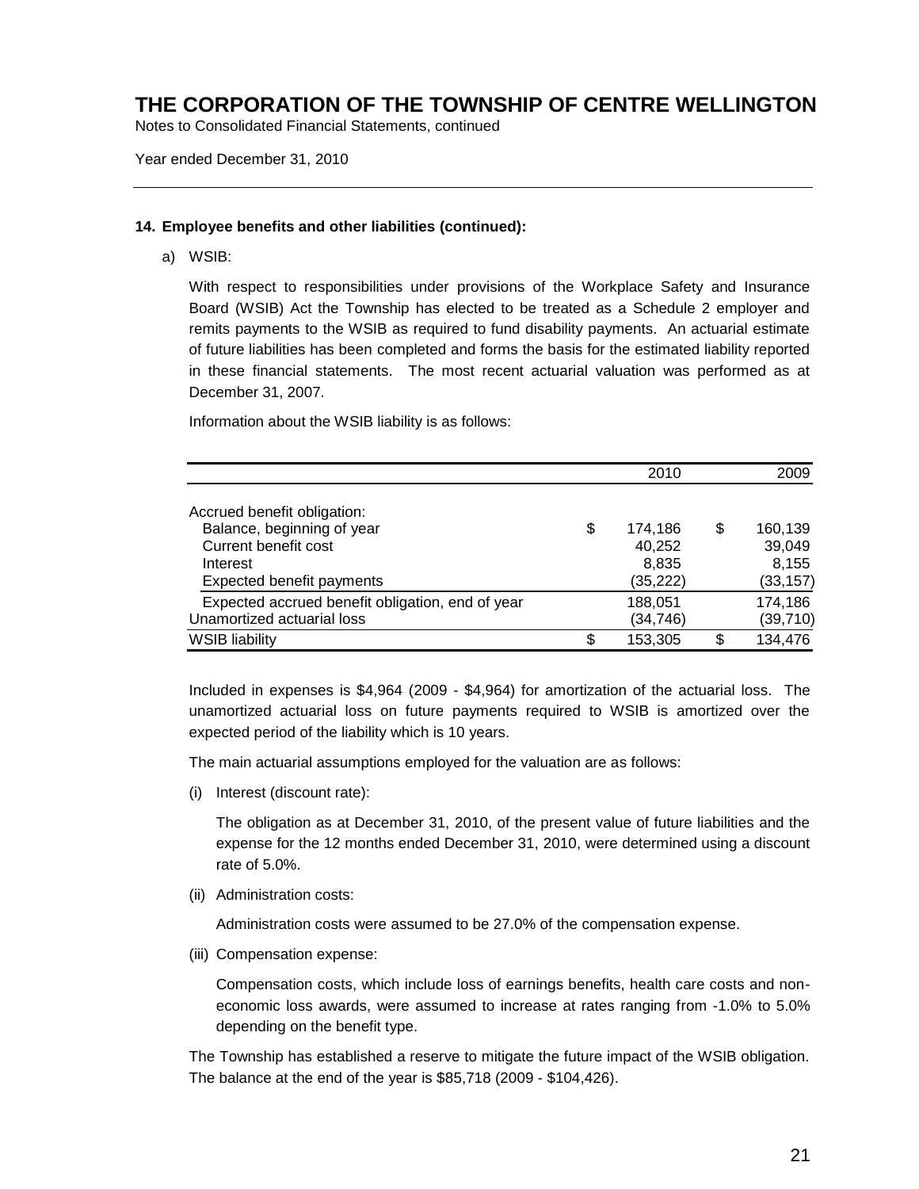# THE CORPORATION OF THE TOWNSHIP OF CENTRE WELLINGTON

Notes to Consolidated Financial Statements, continued

Year ended December 31, 2010

---

**14. Employee benefits and other liabilities (continued):**

a) WSIB:

With respect to responsibilities under provisions of the Workplace Safety and Insurance Board (WSIB) Act the Township has elected to be treated as a Schedule 2 employer and remits payments to the WSIB as required to fund disability payments. An actuarial estimate of future liabilities has been completed and forms the basis for the estimated liability reported in these financial statements. The most recent actuarial valuation was performed as at December 31, 2007.

Information about the WSIB liability is as follows:

| | 2010 | 2009 |
|---|---|---|
| Accrued benefit obligation: | | |
| Balance, beginning of year | $ 174,186 | $ 160,139 |
| Current benefit cost | 40,252 | 39,049 |
| Interest | 8,835 | 8,155 |
| Expected benefit payments | (35,222) | (33,157) |
| Expected accrued benefit obligation, end of year | 188,051 | 174,186 |
| Unamortized actuarial loss | (34,746) | (39,710) |
| WSIB liability | $ 153,305 | $ 134,476 |

Included in expenses is $4,964 (2009 - $4,964) for amortization of the actuarial loss. The unamortized actuarial loss on future payments required to WSIB is amortized over the expected period of the liability which is 10 years.

The main actuarial assumptions employed for the valuation are as follows:

(i) Interest (discount rate):

The obligation as at December 31, 2010, of the present value of future liabilities and the expense for the 12 months ended December 31, 2010, were determined using a discount rate of 5.0%.

(ii) Administration costs:

Administration costs were assumed to be 27.0% of the compensation expense.

(iii) Compensation expense:

Compensation costs, which include loss of earnings benefits, health care costs and non-economic loss awards, were assumed to increase at rates ranging from -1.0% to 5.0% depending on the benefit type.

The Township has established a reserve to mitigate the future impact of the WSIB obligation. The balance at the end of the year is $85,718 (2009 - $104,426).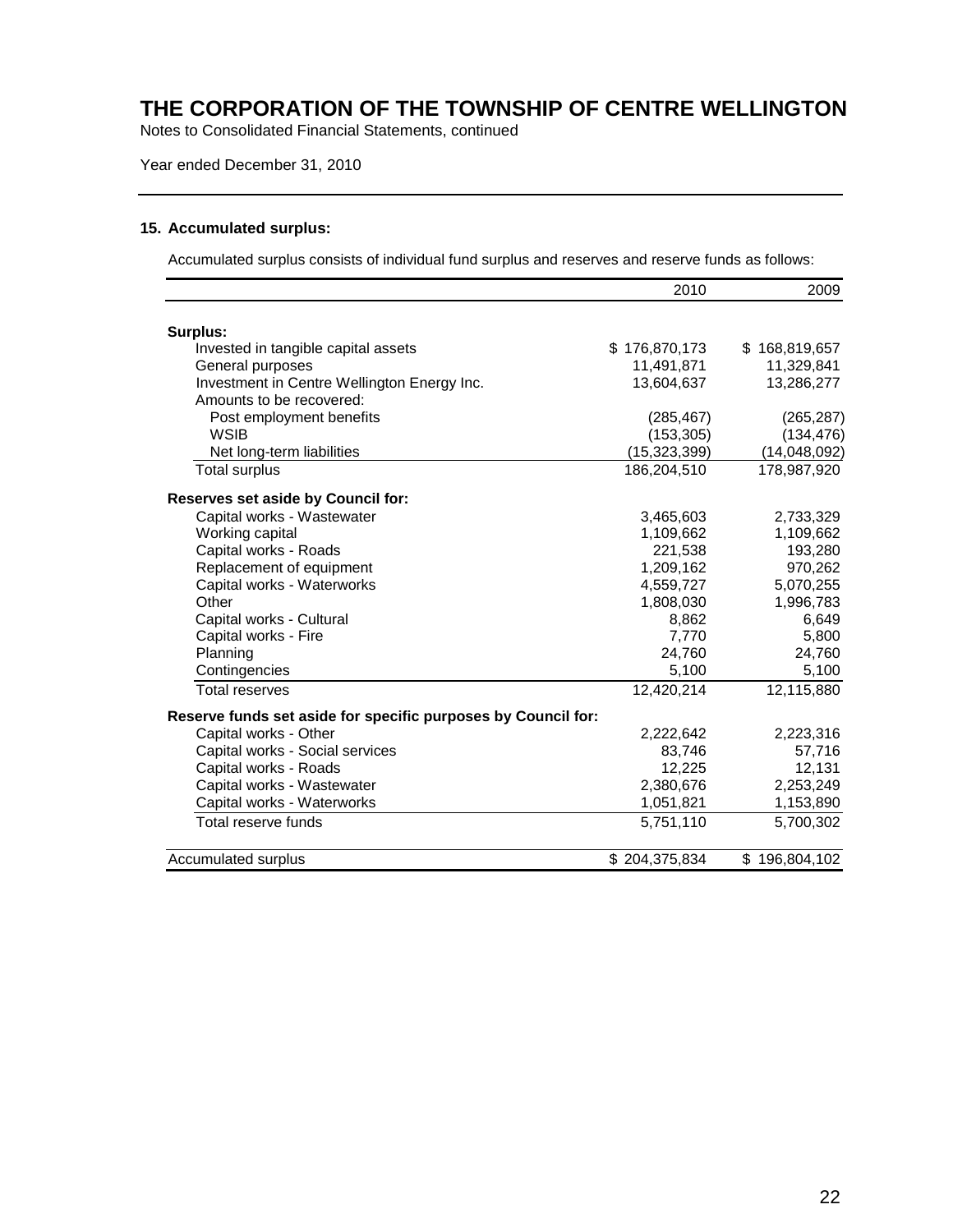# THE CORPORATION OF THE TOWNSHIP OF CENTRE WELLINGTON

Notes to Consolidated Financial Statements, continued

Year ended December 31, 2010

### 15. Accumulated surplus:

Accumulated surplus consists of individual fund surplus and reserves and reserve funds as follows:

| | 2010 | 2009 |
|---|---|---|
| **Surplus:** | | |
| Invested in tangible capital assets | $ 176,870,173 | $ 168,819,657 |
| General purposes | 11,491,871 | 11,329,841 |
| Investment in Centre Wellington Energy Inc. | 13,604,637 | 13,286,277 |
| Amounts to be recovered: | | |
| Post employment benefits | (285,467) | (265,287) |
| WSIB | (153,305) | (134,476) |
| Net long-term liabilities | (15,323,399) | (14,048,092) |
| Total surplus | 186,204,510 | 178,987,920 |
| **Reserves set aside by Council for:** | | |
| Capital works - Wastewater | 3,465,603 | 2,733,329 |
| Working capital | 1,109,662 | 1,109,662 |
| Capital works - Roads | 221,538 | 193,280 |
| Replacement of equipment | 1,209,162 | 970,262 |
| Capital works - Waterworks | 4,559,727 | 5,070,255 |
| Other | 1,808,030 | 1,996,783 |
| Capital works - Cultural | 8,862 | 6,649 |
| Capital works - Fire | 7,770 | 5,800 |
| Planning | 24,760 | 24,760 |
| Contingencies | 5,100 | 5,100 |
| Total reserves | 12,420,214 | 12,115,880 |
| **Reserve funds set aside for specific purposes by Council for:** | | |
| Capital works - Other | 2,222,642 | 2,223,316 |
| Capital works - Social services | 83,746 | 57,716 |
| Capital works - Roads | 12,225 | 12,131 |
| Capital works - Wastewater | 2,380,676 | 2,253,249 |
| Capital works - Waterworks | 1,051,821 | 1,153,890 |
| Total reserve funds | 5,751,110 | 5,700,302 |
| Accumulated surplus | $ 204,375,834 | $ 196,804,102 |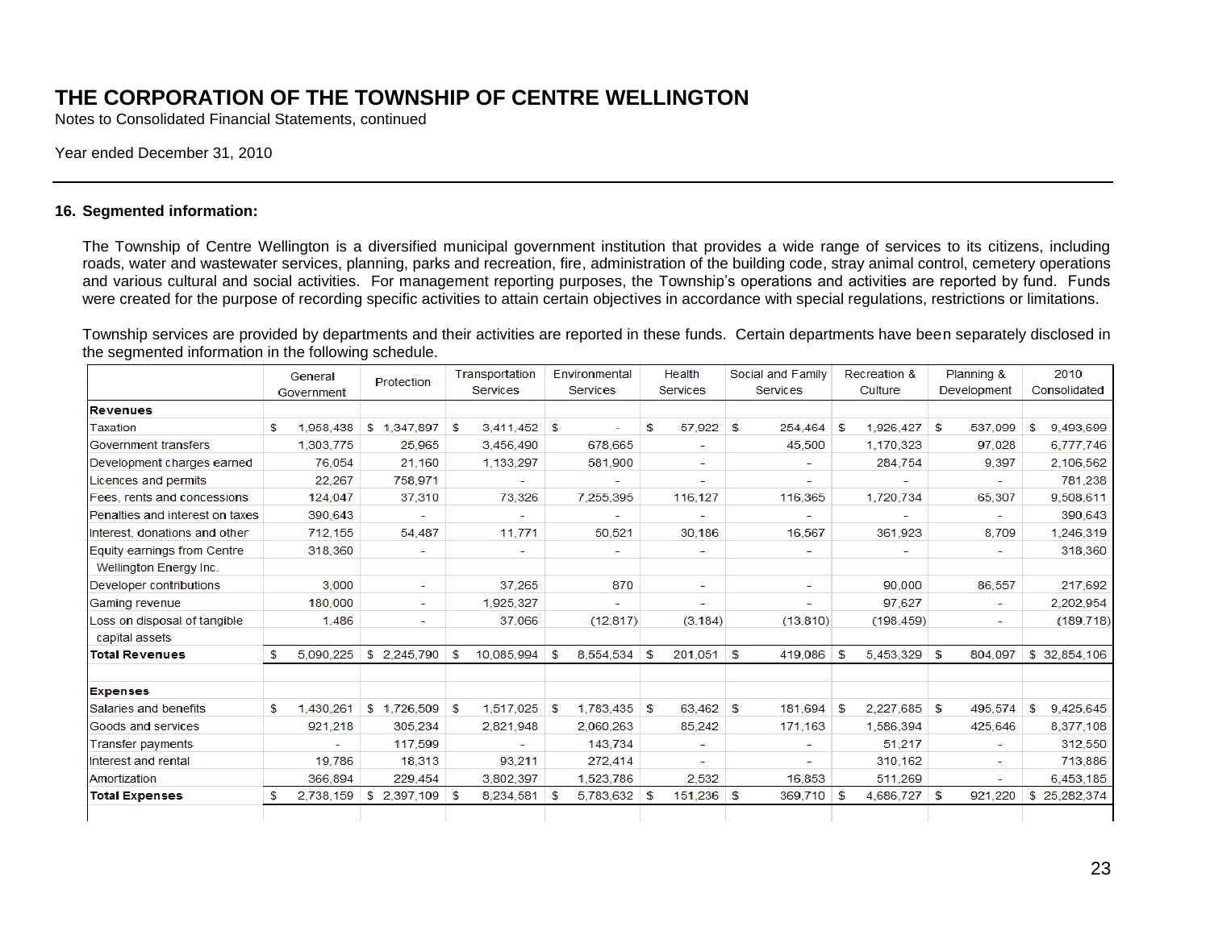# THE CORPORATION OF THE TOWNSHIP OF CENTRE WELLINGTON

Notes to Consolidated Financial Statements, continued

Year ended December 31, 2010

---

### 16. Segmented information:

The Township of Centre Wellington is a diversified municipal government institution that provides a wide range of services to its citizens, including roads, water and wastewater services, planning, parks and recreation, fire, administration of the building code, stray animal control, cemetery operations and various cultural and social activities. For management reporting purposes, the Township's operations and activities are reported by fund. Funds were created for the purpose of recording specific activities to attain certain objectives in accordance with special regulations, restrictions or limitations.

Township services are provided by departments and their activities are reported in these funds. Certain departments have been separately disclosed in the segmented information in the following schedule.

| | General Government | Protection | Transportation Services | Environmental Services | Health Services | Social and Family Services | Recreation & Culture | Planning & Development | 2010 Consolidated |
|---|---|---|---|---|---|---|---|---|---|
| **Revenues** | | | | | | | | | |
| Taxation | $ 1,958,438 | $ 1,347,897 | $ 3,411,452 | $ - | $ 57,922 | $ 254,464 | $ 1,926,427 | $ 537,099 | $ 9,493,699 |
| Government transfers | 1,303,775 | 25,965 | 3,456,490 | 678,665 | - | 45,500 | 1,170,323 | 97,028 | 6,777,746 |
| Development charges earned | 76,054 | 21,160 | 1,133,297 | 581,900 | - | - | 284,754 | 9,397 | 2,106,562 |
| Licences and permits | 22,267 | 758,971 | - | - | - | - | - | - | 781,238 |
| Fees, rents and concessions | 124,047 | 37,310 | 73,326 | 7,255,395 | 116,127 | 116,365 | 1,720,734 | 65,307 | 9,508,611 |
| Penalties and interest on taxes | 390,643 | - | - | - | - | - | - | - | 390,643 |
| Interest, donations and other | 712,155 | 54,487 | 11,771 | 50,521 | 30,186 | 16,567 | 361,923 | 8,709 | 1,246,319 |
| Equity earnings from Centre Wellington Energy Inc. | 318,360 | - | - | - | - | - | - | - | 318,360 |
| Developer contributions | 3,000 | - | 37,265 | 870 | - | - | 90,000 | 86,557 | 217,692 |
| Gaming revenue | 180,000 | - | 1,925,327 | - | - | - | 97,627 | - | 2,202,954 |
| Loss on disposal of tangible capital assets | 1,486 | - | 37,066 | (12,817) | (3,184) | (13,810) | (198,459) | - | (189,718) |
| **Total Revenues** | $ 5,090,225 | $ 2,245,790 | $ 10,085,994 | $ 8,554,534 | $ 201,051 | $ 419,086 | $ 5,453,329 | $ 804,097 | $ 32,854,106 |
| | | | | | | | | | |
| **Expenses** | | | | | | | | | |
| Salaries and benefits | $ 1,430,261 | $ 1,726,509 | $ 1,517,025 | $ 1,783,435 | $ 63,462 | $ 181,694 | $ 2,227,685 | $ 495,574 | $ 9,425,645 |
| Goods and services | 921,218 | 305,234 | 2,821,948 | 2,060,263 | 85,242 | 171,163 | 1,586,394 | 425,646 | 8,377,108 |
| Transfer payments | - | 117,599 | - | 143,734 | - | - | 51,217 | - | 312,550 |
| Interest and rental | 19,786 | 18,313 | 93,211 | 272,414 | - | - | 310,162 | - | 713,886 |
| Amortization | 366,894 | 229,454 | 3,802,397 | 1,523,786 | 2,532 | 16,853 | 511,269 | - | 6,453,185 |
| **Total Expenses** | $ 2,738,159 | $ 2,397,109 | $ 8,234,581 | $ 5,783,632 | $ 151,236 | $ 369,710 | $ 4,686,727 | $ 921,220 | $ 25,282,374 |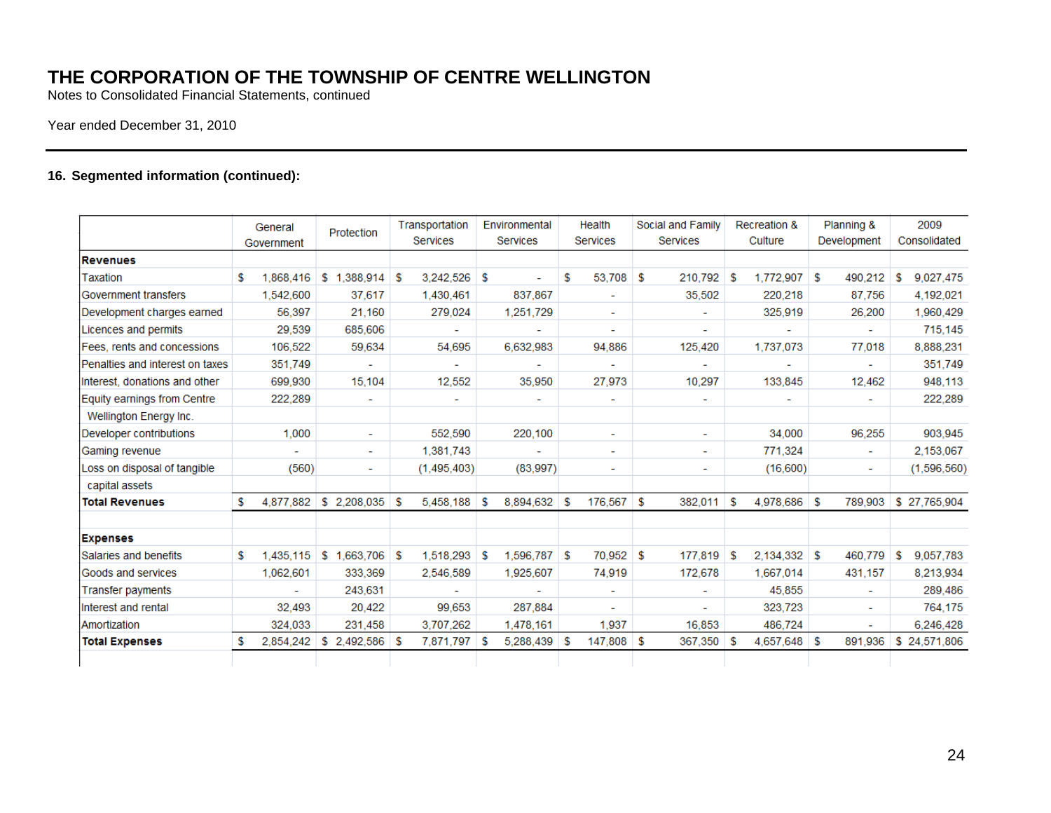# THE CORPORATION OF THE TOWNSHIP OF CENTRE WELLINGTON

Notes to Consolidated Financial Statements, continued

Year ended December 31, 2010

---

### 16. Segmented information (continued):

| | General Government | Protection | Transportation Services | Environmental Services | Health Services | Social and Family Services | Recreation & Culture | Planning & Development | 2009 Consolidated |
|---|---|---|---|---|---|---|---|---|---|
| **Revenues** | | | | | | | | | |
| Taxation | $ 1,868,416 | $ 1,388,914 | $ 3,242,526 | $ - | $ 53,708 | $ 210,792 | $ 1,772,907 | $ 490,212 | $ 9,027,475 |
| Government transfers | 1,542,600 | 37,617 | 1,430,461 | 837,867 | - | 35,502 | 220,218 | 87,756 | 4,192,021 |
| Development charges earned | 56,397 | 21,160 | 279,024 | 1,251,729 | - | - | 325,919 | 26,200 | 1,960,429 |
| Licences and permits | 29,539 | 685,606 | - | - | - | - | - | - | 715,145 |
| Fees, rents and concessions | 106,522 | 59,634 | 54,695 | 6,632,983 | 94,886 | 125,420 | 1,737,073 | 77,018 | 8,888,231 |
| Penalties and interest on taxes | 351,749 | - | - | - | - | - | - | - | 351,749 |
| Interest, donations and other | 699,930 | 15,104 | 12,552 | 35,950 | 27,973 | 10,297 | 133,845 | 12,462 | 948,113 |
| Equity earnings from Centre Wellington Energy Inc. | 222,289 | - | - | - | - | - | - | - | 222,289 |
| Developer contributions | 1,000 | - | 552,590 | 220,100 | - | - | 34,000 | 96,255 | 903,945 |
| Gaming revenue | - | - | 1,381,743 | - | - | - | 771,324 | - | 2,153,067 |
| Loss on disposal of tangible capital assets | (560) | - | (1,495,403) | (83,997) | - | - | (16,600) | - | (1,596,560) |
| **Total Revenues** | $ 4,877,882 | $ 2,208,035 | $ 5,458,188 | $ 8,894,632 | $ 176,567 | $ 382,011 | $ 4,978,686 | $ 789,903 | $ 27,765,904 |
| | | | | | | | | | |
| **Expenses** | | | | | | | | | |
| Salaries and benefits | $ 1,435,115 | $ 1,663,706 | $ 1,518,293 | $ 1,596,787 | $ 70,952 | $ 177,819 | $ 2,134,332 | $ 460,779 | $ 9,057,783 |
| Goods and services | 1,062,601 | 333,369 | 2,546,589 | 1,925,607 | 74,919 | 172,678 | 1,667,014 | 431,157 | 8,213,934 |
| Transfer payments | - | 243,631 | - | - | - | - | 45,855 | - | 289,486 |
| Interest and rental | 32,493 | 20,422 | 99,653 | 287,884 | - | - | 323,723 | - | 764,175 |
| Amortization | 324,033 | 231,458 | 3,707,262 | 1,478,161 | 1,937 | 16,853 | 486,724 | - | 6,246,428 |
| **Total Expenses** | $ 2,854,242 | $ 2,492,586 | $ 7,871,797 | $ 5,288,439 | $ 147,808 | $ 367,350 | $ 4,657,648 | $ 891,936 | $ 24,571,806 |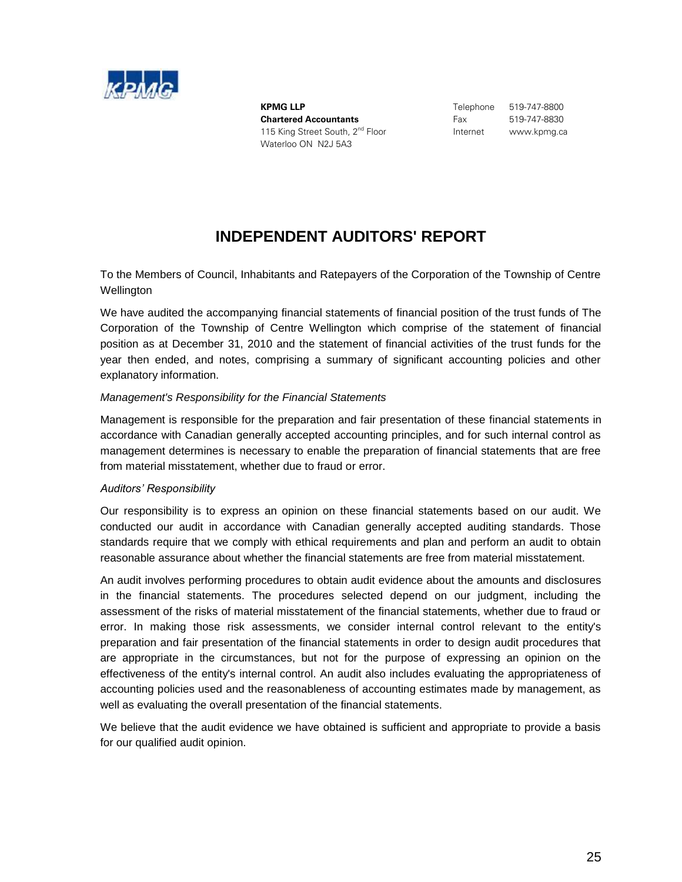**KPMG LLP**
**Chartered Accountants**
115 King Street South, 2nd Floor
Waterloo ON N2J 5A3

Telephone 519-747-8800
Fax 519-747-8830
Internet www.kpmg.ca

# INDEPENDENT AUDITORS' REPORT

To the Members of Council, Inhabitants and Ratepayers of the Corporation of the Township of Centre Wellington

We have audited the accompanying financial statements of financial position of the trust funds of The Corporation of the Township of Centre Wellington which comprise of the statement of financial position as at December 31, 2010 and the statement of financial activities of the trust funds for the year then ended, and notes, comprising a summary of significant accounting policies and other explanatory information.

*Management's Responsibility for the Financial Statements*

Management is responsible for the preparation and fair presentation of these financial statements in accordance with Canadian generally accepted accounting principles, and for such internal control as management determines is necessary to enable the preparation of financial statements that are free from material misstatement, whether due to fraud or error.

*Auditors' Responsibility*

Our responsibility is to express an opinion on these financial statements based on our audit. We conducted our audit in accordance with Canadian generally accepted auditing standards. Those standards require that we comply with ethical requirements and plan and perform an audit to obtain reasonable assurance about whether the financial statements are free from material misstatement.

An audit involves performing procedures to obtain audit evidence about the amounts and disclosures in the financial statements. The procedures selected depend on our judgment, including the assessment of the risks of material misstatement of the financial statements, whether due to fraud or error. In making those risk assessments, we consider internal control relevant to the entity's preparation and fair presentation of the financial statements in order to design audit procedures that are appropriate in the circumstances, but not for the purpose of expressing an opinion on the effectiveness of the entity's internal control. An audit also includes evaluating the appropriateness of accounting policies used and the reasonableness of accounting estimates made by management, as well as evaluating the overall presentation of the financial statements.

We believe that the audit evidence we have obtained is sufficient and appropriate to provide a basis for our qualified audit opinion.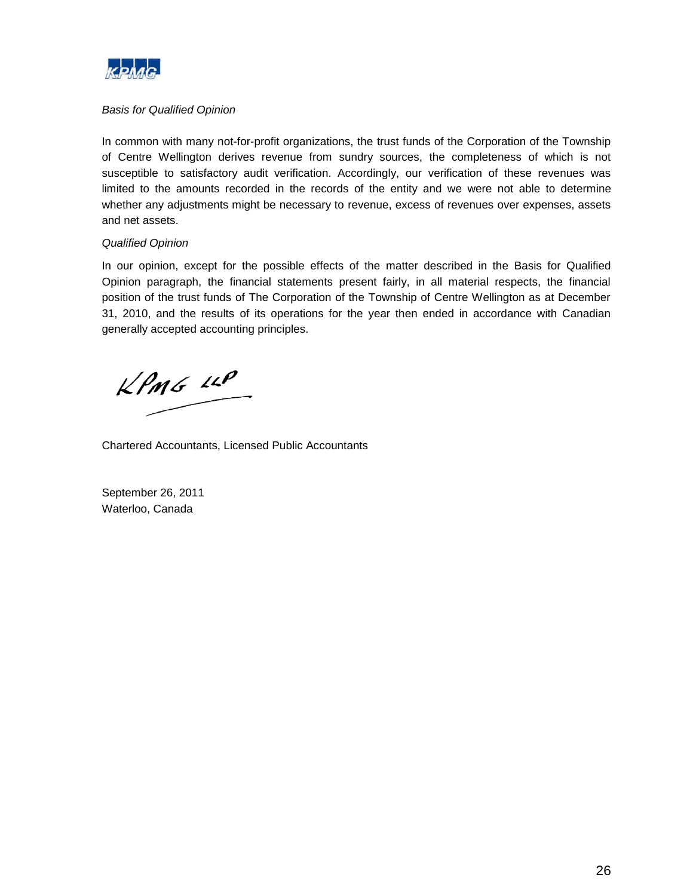*Basis for Qualified Opinion*

In common with many not-for-profit organizations, the trust funds of the Corporation of the Township of Centre Wellington derives revenue from sundry sources, the completeness of which is not susceptible to satisfactory audit verification. Accordingly, our verification of these revenues was limited to the amounts recorded in the records of the entity and we were not able to determine whether any adjustments might be necessary to revenue, excess of revenues over expenses, assets and net assets.

*Qualified Opinion*

In our opinion, except for the possible effects of the matter described in the Basis for Qualified Opinion paragraph, the financial statements present fairly, in all material respects, the financial position of the trust funds of The Corporation of the Township of Centre Wellington as at December 31, 2010, and the results of its operations for the year then ended in accordance with Canadian generally accepted accounting principles.

KPMG LLP

Chartered Accountants, Licensed Public Accountants

September 26, 2011
Waterloo, Canada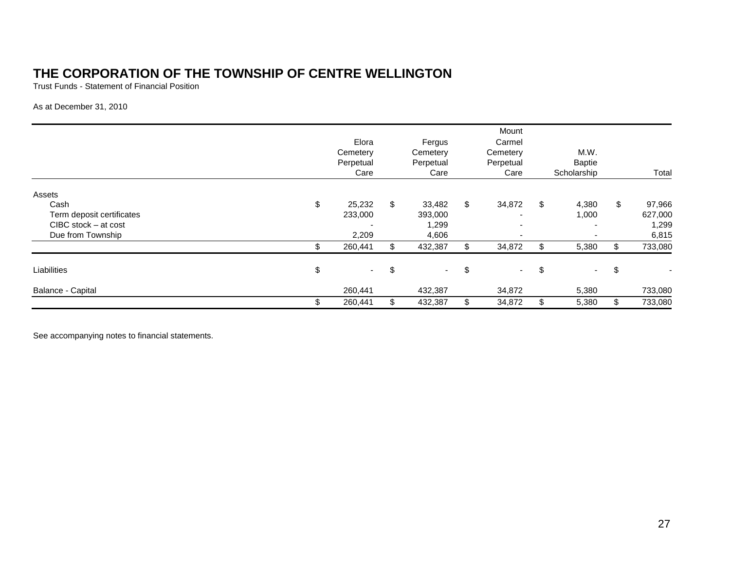# THE CORPORATION OF THE TOWNSHIP OF CENTRE WELLINGTON

Trust Funds - Statement of Financial Position

As at December 31, 2010

| | Elora Cemetery Perpetual Care | Fergus Cemetery Perpetual Care | Mount Carmel Cemetery Perpetual Care | M.W. Baptie Scholarship | Total |
|---|---|---|---|---|---|
| Assets | | | | | |
| Cash | $ 25,232 | $ 33,482 | $ 34,872 | $ 4,380 | $ 97,966 |
| Term deposit certificates | 233,000 | 393,000 | - | 1,000 | 627,000 |
| CIBC stock – at cost | - | 1,299 | - | - | 1,299 |
| Due from Township | 2,209 | 4,606 | - | - | 6,815 |
| | $ 260,441 | $ 432,387 | $ 34,872 | $ 5,380 | $ 733,080 |
| Liabilities | $ - | $ - | $ - | $ - | $ - |
| Balance - Capital | 260,441 | 432,387 | 34,872 | 5,380 | 733,080 |
| | $ 260,441 | $ 432,387 | $ 34,872 | $ 5,380 | $ 733,080 |

See accompanying notes to financial statements.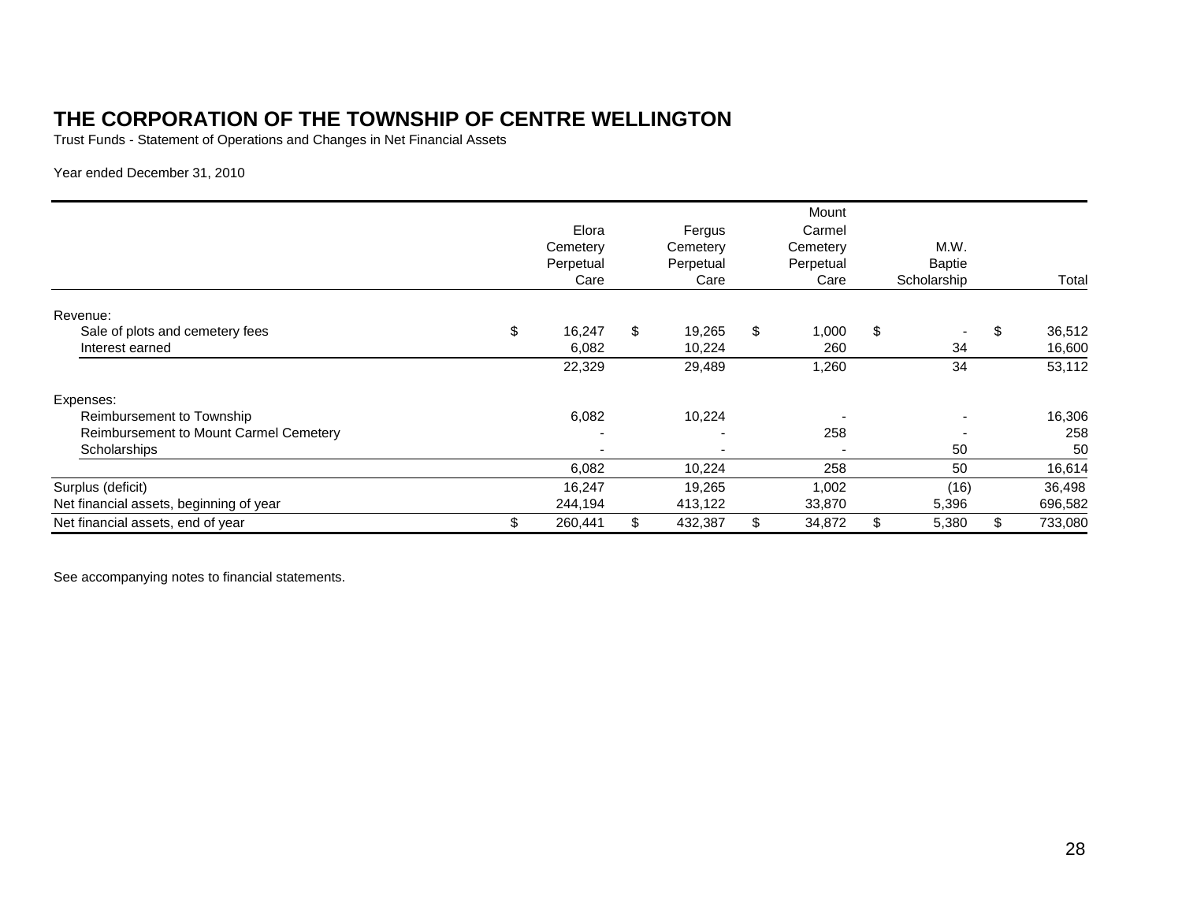# THE CORPORATION OF THE TOWNSHIP OF CENTRE WELLINGTON

Trust Funds - Statement of Operations and Changes in Net Financial Assets

Year ended December 31, 2010

| | Elora Cemetery Perpetual Care | Fergus Cemetery Perpetual Care | Mount Carmel Cemetery Perpetual Care | M.W. Baptie Scholarship | Total |
|---|---|---|---|---|---|
| Revenue: | | | | | |
| Sale of plots and cemetery fees | $ 16,247 | $ 19,265 | $ 1,000 | $ - | $ 36,512 |
| Interest earned | 6,082 | 10,224 | 260 | 34 | 16,600 |
| | 22,329 | 29,489 | 1,260 | 34 | 53,112 |
| Expenses: | | | | | |
| Reimbursement to Township | 6,082 | 10,224 | - | - | 16,306 |
| Reimbursement to Mount Carmel Cemetery | - | - | 258 | - | 258 |
| Scholarships | - | - | - | 50 | 50 |
| | 6,082 | 10,224 | 258 | 50 | 16,614 |
| Surplus (deficit) | 16,247 | 19,265 | 1,002 | (16) | 36,498 |
| Net financial assets, beginning of year | 244,194 | 413,122 | 33,870 | 5,396 | 696,582 |
| Net financial assets, end of year | $ 260,441 | $ 432,387 | $ 34,872 | $ 5,380 | $ 733,080 |

See accompanying notes to financial statements.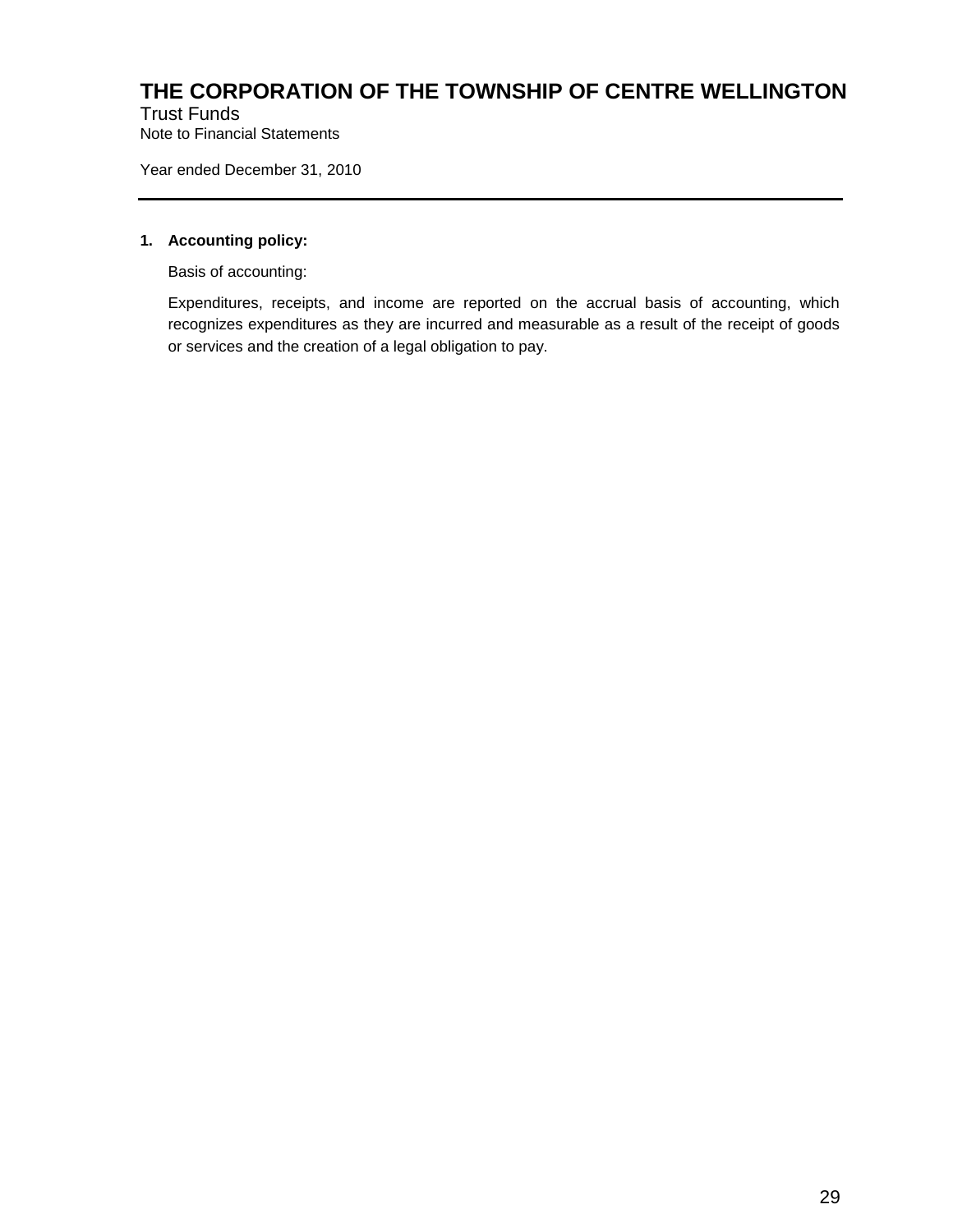# THE CORPORATION OF THE TOWNSHIP OF CENTRE WELLINGTON

Trust Funds

Note to Financial Statements

Year ended December 31, 2010

**1. Accounting policy:**

Basis of accounting:

Expenditures, receipts, and income are reported on the accrual basis of accounting, which recognizes expenditures as they are incurred and measurable as a result of the receipt of goods or services and the creation of a legal obligation to pay.